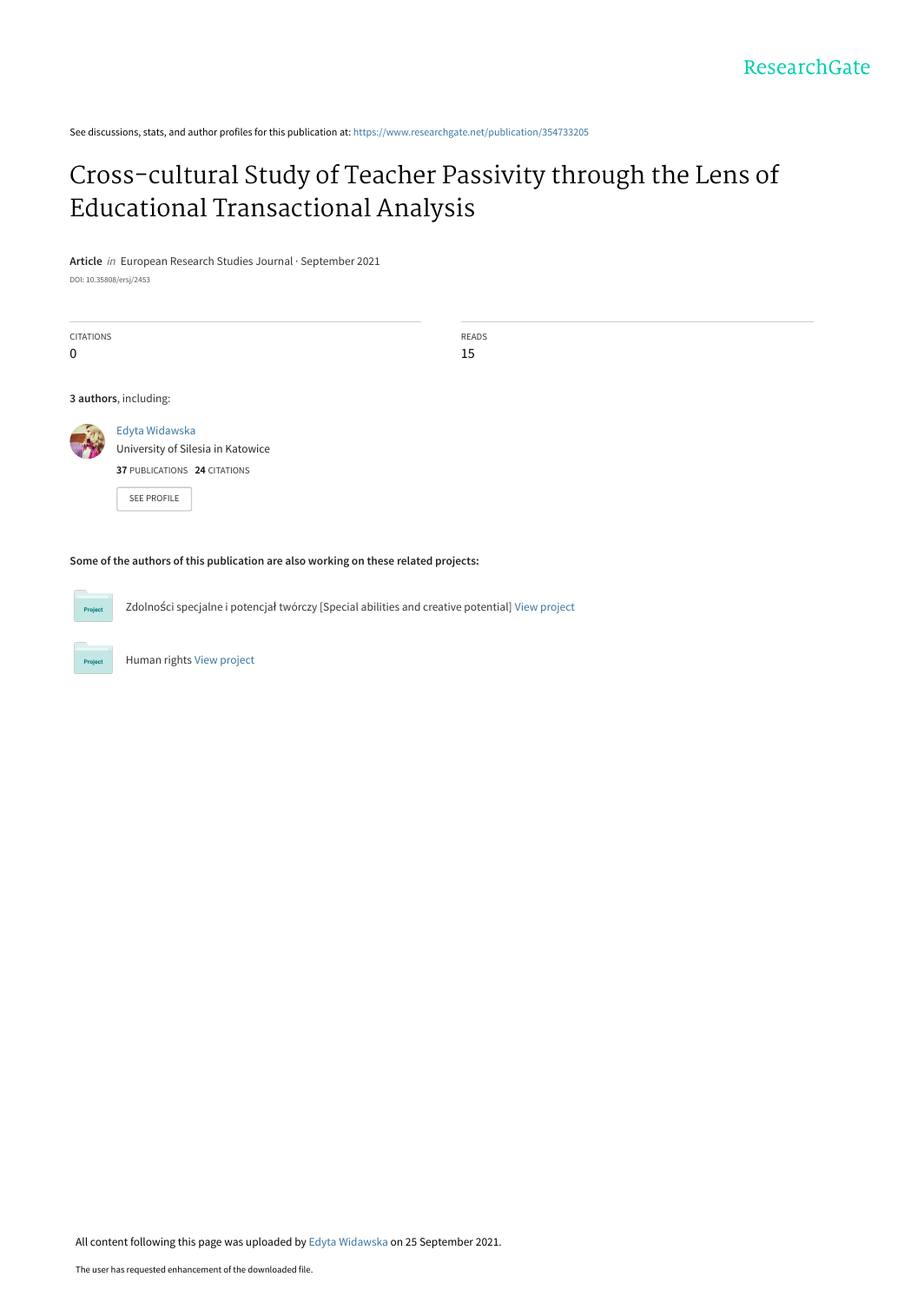ResearchGate

See discussions, stats, and author profiles for this publication at: https://www.researchgate.net/publication/354733205

# Cross-cultural Study of Teacher Passivity through the Lens of Educational Transactional Analysis

**Article** *in* European Research Studies Journal · September 2021

DOI: 10.35808/ersj/2453

| CITATIONS | READS |
| --- | --- |
| 0 | 15 |

**3 authors**, including:

Edyta Widawska
University of Silesia in Katowice
**37** PUBLICATIONS **24** CITATIONS

SEE PROFILE

**Some of the authors of this publication are also working on these related projects:**

Zdolności specjalne i potencjał twórczy [Special abilities and creative potential] View project

Human rights View project

All content following this page was uploaded by Edyta Widawska on 25 September 2021.

The user has requested enhancement of the downloaded file.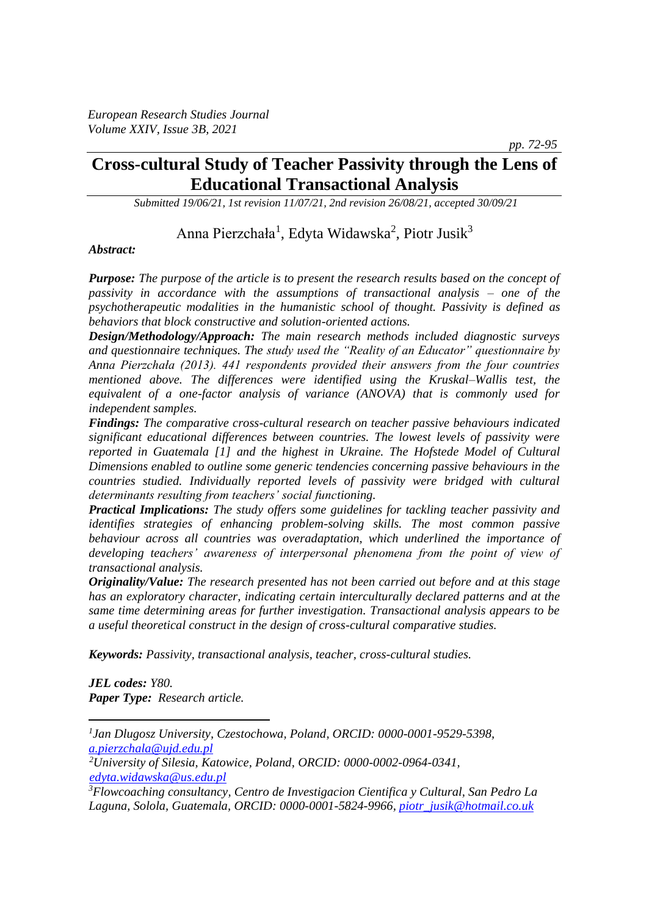# Cross-cultural Study of Teacher Passivity through the Lens of Educational Transactional Analysis

*Submitted 19/06/21, 1st revision 11/07/21, 2nd revision 26/08/21, accepted 30/09/21*

Anna Pierzchała[1], Edyta Widawska[2], Piotr Jusik[3]

***Abstract:***

***Purpose:*** *The purpose of the article is to present the research results based on the concept of passivity in accordance with the assumptions of transactional analysis – one of the psychotherapeutic modalities in the humanistic school of thought. Passivity is defined as behaviors that block constructive and solution-oriented actions.*

***Design/Methodology/Approach:*** *The main research methods included diagnostic surveys and questionnaire techniques. The study used the "Reality of an Educator" questionnaire by Anna Pierzchała (2013). 441 respondents provided their answers from the four countries mentioned above. The differences were identified using the Kruskal–Wallis test, the equivalent of a one-factor analysis of variance (ANOVA) that is commonly used for independent samples.*

***Findings:*** *The comparative cross-cultural research on teacher passive behaviours indicated significant educational differences between countries. The lowest levels of passivity were reported in Guatemala [1] and the highest in Ukraine. The Hofstede Model of Cultural Dimensions enabled to outline some generic tendencies concerning passive behaviours in the countries studied. Individually reported levels of passivity were bridged with cultural determinants resulting from teachers' social functioning.*

***Practical Implications:*** *The study offers some guidelines for tackling teacher passivity and identifies strategies of enhancing problem-solving skills. The most common passive behaviour across all countries was overadaptation, which underlined the importance of developing teachers' awareness of interpersonal phenomena from the point of view of transactional analysis.*

***Originality/Value:*** *The research presented has not been carried out before and at this stage has an exploratory character, indicating certain interculturally declared patterns and at the same time determining areas for further investigation. Transactional analysis appears to be a useful theoretical construct in the design of cross-cultural comparative studies.*

***Keywords:*** *Passivity, transactional analysis, teacher, cross-cultural studies.*

***JEL codes:*** *Y80.*

***Paper Type:*** *Research article.*

---

*[1]Jan Dlugosz University, Czestochowa, Poland, ORCID: 0000-0001-9529-5398, a.pierzchala@ujd.edu.pl*

*[2]University of Silesia, Katowice, Poland, ORCID: 0000-0002-0964-0341, edyta.widawska@us.edu.pl*

*[3]Flowcoaching consultancy, Centro de Investigacion Cientifica y Cultural, San Pedro La Laguna, Solola, Guatemala, ORCID: 0000-0001-5824-9966, piotr_jusik@hotmail.co.uk*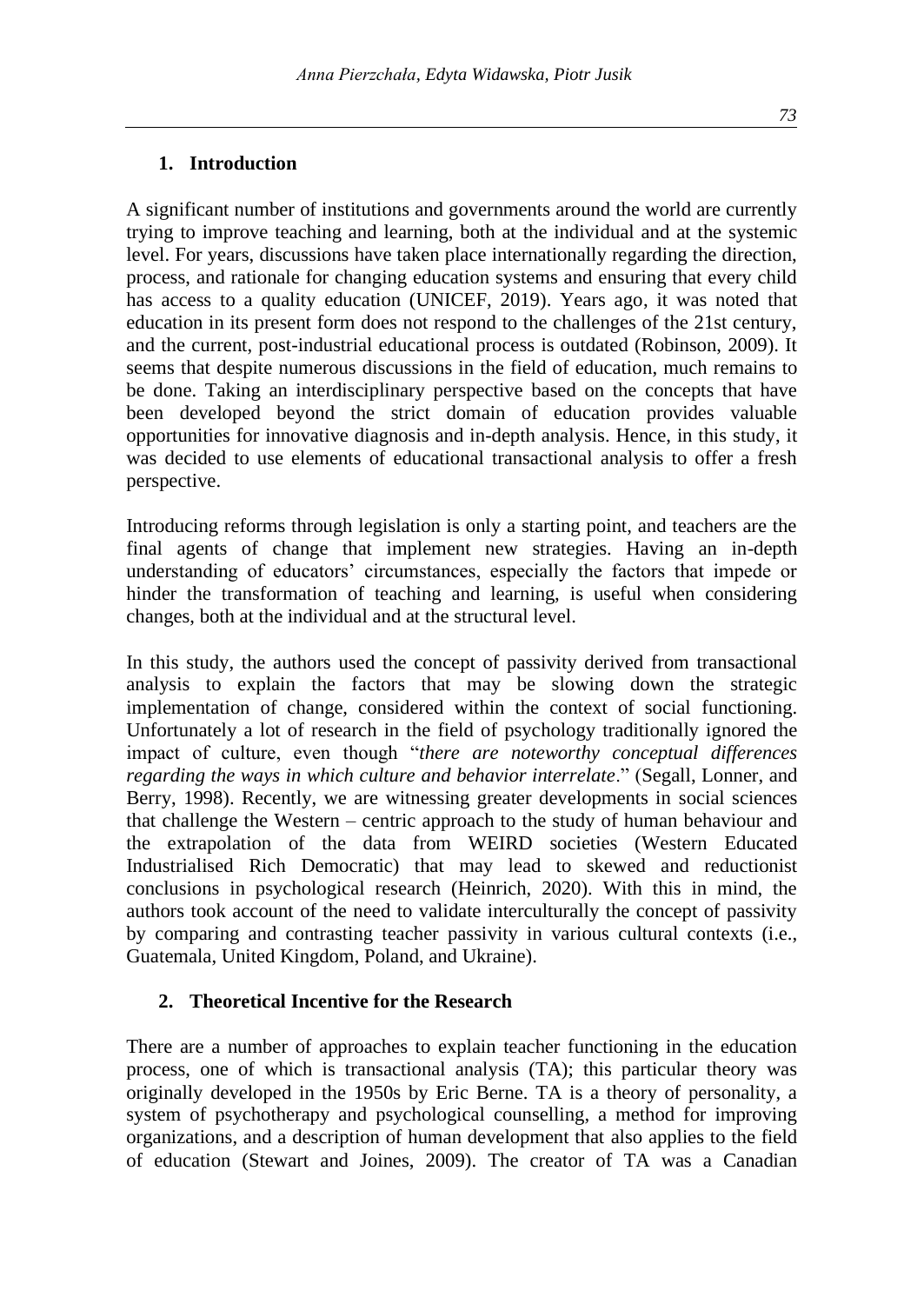## 1. Introduction

A significant number of institutions and governments around the world are currently trying to improve teaching and learning, both at the individual and at the systemic level. For years, discussions have taken place internationally regarding the direction, process, and rationale for changing education systems and ensuring that every child has access to a quality education (UNICEF, 2019). Years ago, it was noted that education in its present form does not respond to the challenges of the 21st century, and the current, post-industrial educational process is outdated (Robinson, 2009). It seems that despite numerous discussions in the field of education, much remains to be done. Taking an interdisciplinary perspective based on the concepts that have been developed beyond the strict domain of education provides valuable opportunities for innovative diagnosis and in-depth analysis. Hence, in this study, it was decided to use elements of educational transactional analysis to offer a fresh perspective.

Introducing reforms through legislation is only a starting point, and teachers are the final agents of change that implement new strategies. Having an in-depth understanding of educators' circumstances, especially the factors that impede or hinder the transformation of teaching and learning, is useful when considering changes, both at the individual and at the structural level.

In this study, the authors used the concept of passivity derived from transactional analysis to explain the factors that may be slowing down the strategic implementation of change, considered within the context of social functioning. Unfortunately a lot of research in the field of psychology traditionally ignored the impact of culture, even though "*there are noteworthy conceptual differences regarding the ways in which culture and behavior interrelate*." (Segall, Lonner, and Berry, 1998). Recently, we are witnessing greater developments in social sciences that challenge the Western – centric approach to the study of human behaviour and the extrapolation of the data from WEIRD societies (Western Educated Industrialised Rich Democratic) that may lead to skewed and reductionist conclusions in psychological research (Heinrich, 2020). With this in mind, the authors took account of the need to validate interculturally the concept of passivity by comparing and contrasting teacher passivity in various cultural contexts (i.e., Guatemala, United Kingdom, Poland, and Ukraine).

## 2. Theoretical Incentive for the Research

There are a number of approaches to explain teacher functioning in the education process, one of which is transactional analysis (TA); this particular theory was originally developed in the 1950s by Eric Berne. TA is a theory of personality, a system of psychotherapy and psychological counselling, a method for improving organizations, and a description of human development that also applies to the field of education (Stewart and Joines, 2009). The creator of TA was a Canadian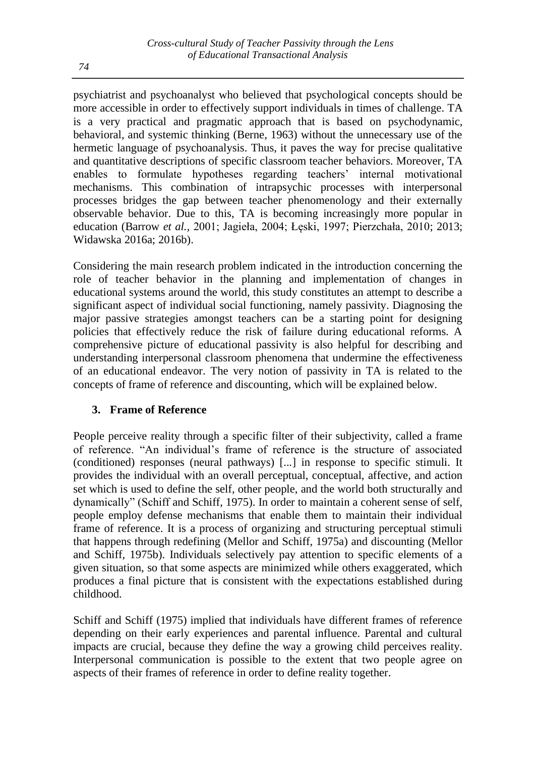psychiatrist and psychoanalyst who believed that psychological concepts should be more accessible in order to effectively support individuals in times of challenge. TA is a very practical and pragmatic approach that is based on psychodynamic, behavioral, and systemic thinking (Berne, 1963) without the unnecessary use of the hermetic language of psychoanalysis. Thus, it paves the way for precise qualitative and quantitative descriptions of specific classroom teacher behaviors. Moreover, TA enables to formulate hypotheses regarding teachers' internal motivational mechanisms. This combination of intrapsychic processes with interpersonal processes bridges the gap between teacher phenomenology and their externally observable behavior. Due to this, TA is becoming increasingly more popular in education (Barrow *et al.,* 2001; Jagieła, 2004; Łęski, 1997; Pierzchała, 2010; 2013; Widawska 2016a; 2016b).

Considering the main research problem indicated in the introduction concerning the role of teacher behavior in the planning and implementation of changes in educational systems around the world, this study constitutes an attempt to describe a significant aspect of individual social functioning, namely passivity. Diagnosing the major passive strategies amongst teachers can be a starting point for designing policies that effectively reduce the risk of failure during educational reforms. A comprehensive picture of educational passivity is also helpful for describing and understanding interpersonal classroom phenomena that undermine the effectiveness of an educational endeavor. The very notion of passivity in TA is related to the concepts of frame of reference and discounting, which will be explained below.

## 3. Frame of Reference

People perceive reality through a specific filter of their subjectivity, called a frame of reference. "An individual's frame of reference is the structure of associated (conditioned) responses (neural pathways) [...] in response to specific stimuli. It provides the individual with an overall perceptual, conceptual, affective, and action set which is used to define the self, other people, and the world both structurally and dynamically" (Schiff and Schiff, 1975). In order to maintain a coherent sense of self, people employ defense mechanisms that enable them to maintain their individual frame of reference. It is a process of organizing and structuring perceptual stimuli that happens through redefining (Mellor and Schiff, 1975a) and discounting (Mellor and Schiff, 1975b). Individuals selectively pay attention to specific elements of a given situation, so that some aspects are minimized while others exaggerated, which produces a final picture that is consistent with the expectations established during childhood.

Schiff and Schiff (1975) implied that individuals have different frames of reference depending on their early experiences and parental influence. Parental and cultural impacts are crucial, because they define the way a growing child perceives reality. Interpersonal communication is possible to the extent that two people agree on aspects of their frames of reference in order to define reality together.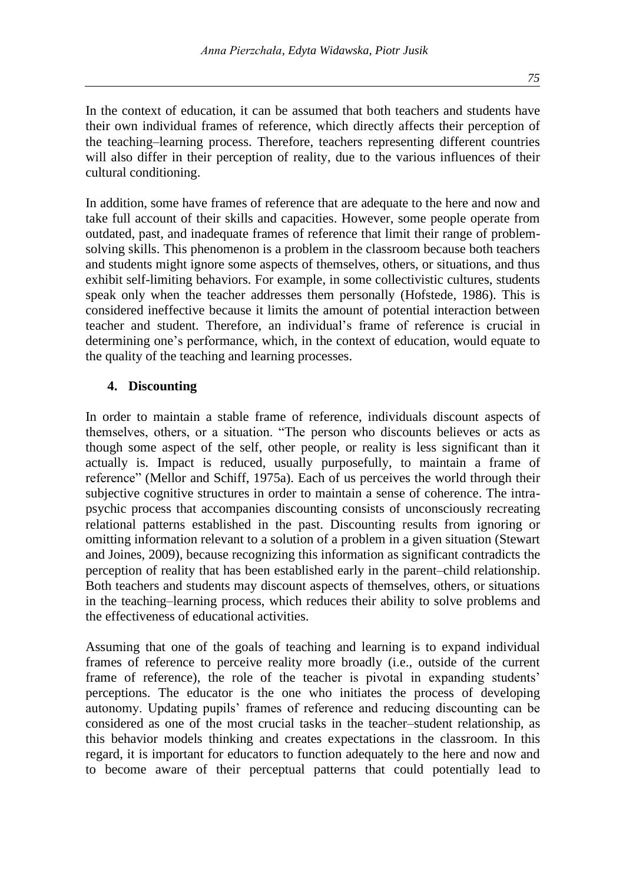In the context of education, it can be assumed that both teachers and students have their own individual frames of reference, which directly affects their perception of the teaching–learning process. Therefore, teachers representing different countries will also differ in their perception of reality, due to the various influences of their cultural conditioning.

In addition, some have frames of reference that are adequate to the here and now and take full account of their skills and capacities. However, some people operate from outdated, past, and inadequate frames of reference that limit their range of problem-solving skills. This phenomenon is a problem in the classroom because both teachers and students might ignore some aspects of themselves, others, or situations, and thus exhibit self-limiting behaviors. For example, in some collectivistic cultures, students speak only when the teacher addresses them personally (Hofstede, 1986). This is considered ineffective because it limits the amount of potential interaction between teacher and student. Therefore, an individual's frame of reference is crucial in determining one's performance, which, in the context of education, would equate to the quality of the teaching and learning processes.

## 4. Discounting

In order to maintain a stable frame of reference, individuals discount aspects of themselves, others, or a situation. "The person who discounts believes or acts as though some aspect of the self, other people, or reality is less significant than it actually is. Impact is reduced, usually purposefully, to maintain a frame of reference" (Mellor and Schiff, 1975a). Each of us perceives the world through their subjective cognitive structures in order to maintain a sense of coherence. The intra-psychic process that accompanies discounting consists of unconsciously recreating relational patterns established in the past. Discounting results from ignoring or omitting information relevant to a solution of a problem in a given situation (Stewart and Joines, 2009), because recognizing this information as significant contradicts the perception of reality that has been established early in the parent–child relationship. Both teachers and students may discount aspects of themselves, others, or situations in the teaching–learning process, which reduces their ability to solve problems and the effectiveness of educational activities.

Assuming that one of the goals of teaching and learning is to expand individual frames of reference to perceive reality more broadly (i.e., outside of the current frame of reference), the role of the teacher is pivotal in expanding students' perceptions. The educator is the one who initiates the process of developing autonomy. Updating pupils' frames of reference and reducing discounting can be considered as one of the most crucial tasks in the teacher–student relationship, as this behavior models thinking and creates expectations in the classroom. In this regard, it is important for educators to function adequately to the here and now and to become aware of their perceptual patterns that could potentially lead to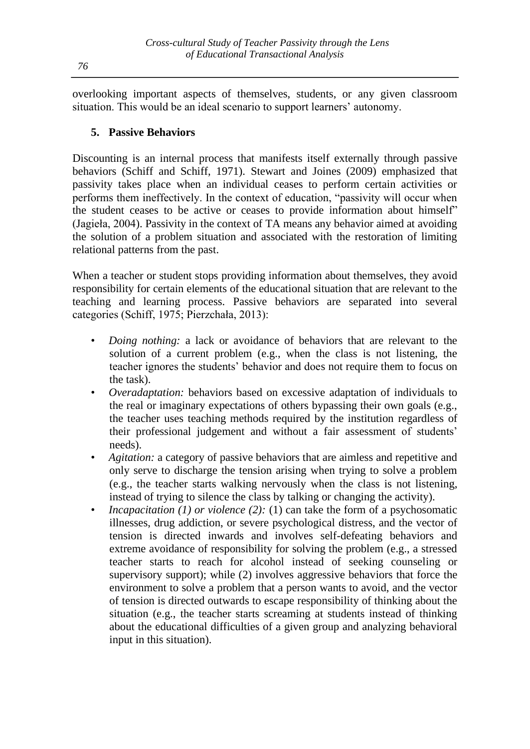overlooking important aspects of themselves, students, or any given classroom situation. This would be an ideal scenario to support learners' autonomy.

## 5. Passive Behaviors

Discounting is an internal process that manifests itself externally through passive behaviors (Schiff and Schiff, 1971). Stewart and Joines (2009) emphasized that passivity takes place when an individual ceases to perform certain activities or performs them ineffectively. In the context of education, "passivity will occur when the student ceases to be active or ceases to provide information about himself" (Jagieła, 2004). Passivity in the context of TA means any behavior aimed at avoiding the solution of a problem situation and associated with the restoration of limiting relational patterns from the past.

When a teacher or student stops providing information about themselves, they avoid responsibility for certain elements of the educational situation that are relevant to the teaching and learning process. Passive behaviors are separated into several categories (Schiff, 1975; Pierzchała, 2013):

- *Doing nothing:* a lack or avoidance of behaviors that are relevant to the solution of a current problem (e.g., when the class is not listening, the teacher ignores the students' behavior and does not require them to focus on the task).
- *Overadaptation:* behaviors based on excessive adaptation of individuals to the real or imaginary expectations of others bypassing their own goals (e.g., the teacher uses teaching methods required by the institution regardless of their professional judgement and without a fair assessment of students' needs).
- *Agitation:* a category of passive behaviors that are aimless and repetitive and only serve to discharge the tension arising when trying to solve a problem (e.g., the teacher starts walking nervously when the class is not listening, instead of trying to silence the class by talking or changing the activity).
- *Incapacitation (1) or violence (2):* (1) can take the form of a psychosomatic illnesses, drug addiction, or severe psychological distress, and the vector of tension is directed inwards and involves self-defeating behaviors and extreme avoidance of responsibility for solving the problem (e.g., a stressed teacher starts to reach for alcohol instead of seeking counseling or supervisory support); while (2) involves aggressive behaviors that force the environment to solve a problem that a person wants to avoid, and the vector of tension is directed outwards to escape responsibility of thinking about the situation (e.g., the teacher starts screaming at students instead of thinking about the educational difficulties of a given group and analyzing behavioral input in this situation).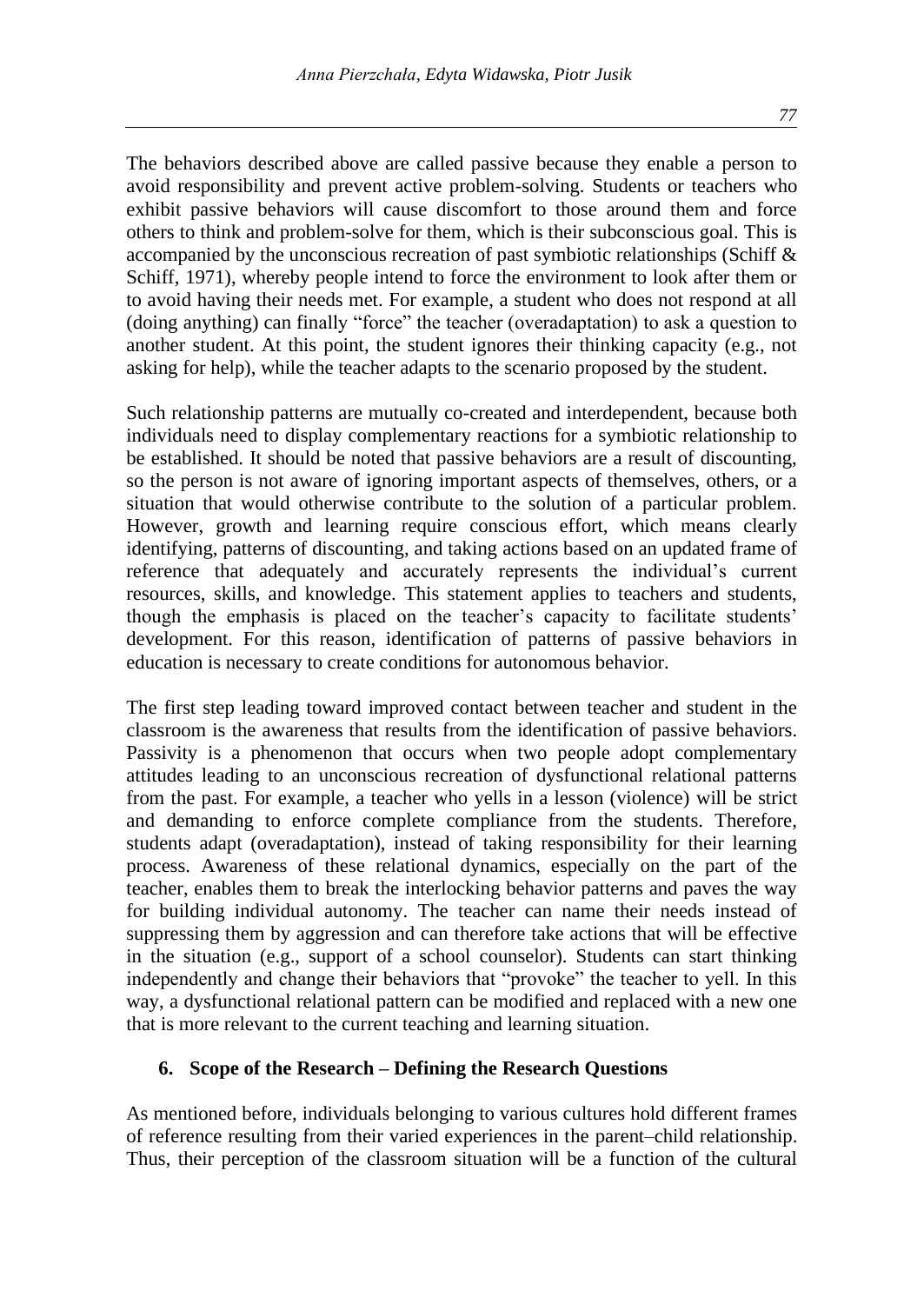The behaviors described above are called passive because they enable a person to avoid responsibility and prevent active problem-solving. Students or teachers who exhibit passive behaviors will cause discomfort to those around them and force others to think and problem-solve for them, which is their subconscious goal. This is accompanied by the unconscious recreation of past symbiotic relationships (Schiff & Schiff, 1971), whereby people intend to force the environment to look after them or to avoid having their needs met. For example, a student who does not respond at all (doing anything) can finally "force" the teacher (overadaptation) to ask a question to another student. At this point, the student ignores their thinking capacity (e.g., not asking for help), while the teacher adapts to the scenario proposed by the student.

Such relationship patterns are mutually co-created and interdependent, because both individuals need to display complementary reactions for a symbiotic relationship to be established. It should be noted that passive behaviors are a result of discounting, so the person is not aware of ignoring important aspects of themselves, others, or a situation that would otherwise contribute to the solution of a particular problem. However, growth and learning require conscious effort, which means clearly identifying, patterns of discounting, and taking actions based on an updated frame of reference that adequately and accurately represents the individual's current resources, skills, and knowledge. This statement applies to teachers and students, though the emphasis is placed on the teacher's capacity to facilitate students' development. For this reason, identification of patterns of passive behaviors in education is necessary to create conditions for autonomous behavior.

The first step leading toward improved contact between teacher and student in the classroom is the awareness that results from the identification of passive behaviors. Passivity is a phenomenon that occurs when two people adopt complementary attitudes leading to an unconscious recreation of dysfunctional relational patterns from the past. For example, a teacher who yells in a lesson (violence) will be strict and demanding to enforce complete compliance from the students. Therefore, students adapt (overadaptation), instead of taking responsibility for their learning process. Awareness of these relational dynamics, especially on the part of the teacher, enables them to break the interlocking behavior patterns and paves the way for building individual autonomy. The teacher can name their needs instead of suppressing them by aggression and can therefore take actions that will be effective in the situation (e.g., support of a school counselor). Students can start thinking independently and change their behaviors that "provoke" the teacher to yell. In this way, a dysfunctional relational pattern can be modified and replaced with a new one that is more relevant to the current teaching and learning situation.

## 6. Scope of the Research – Defining the Research Questions

As mentioned before, individuals belonging to various cultures hold different frames of reference resulting from their varied experiences in the parent–child relationship. Thus, their perception of the classroom situation will be a function of the cultural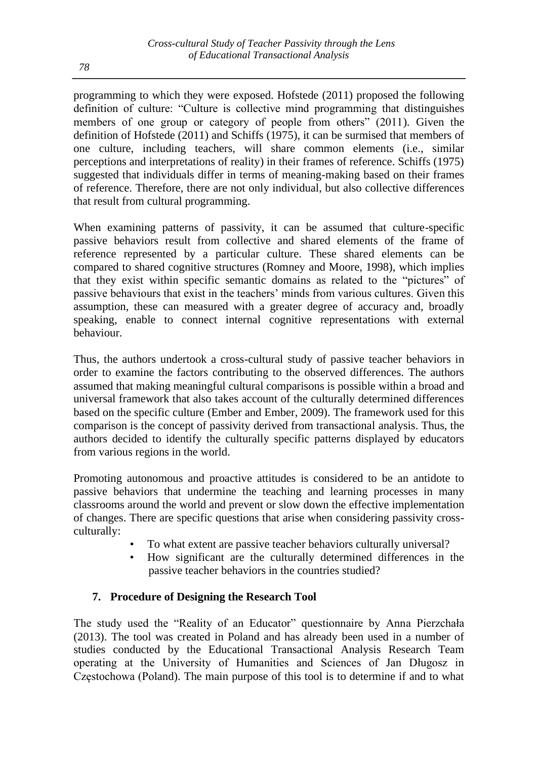programming to which they were exposed. Hofstede (2011) proposed the following definition of culture: "Culture is collective mind programming that distinguishes members of one group or category of people from others" (2011). Given the definition of Hofstede (2011) and Schiffs (1975), it can be surmised that members of one culture, including teachers, will share common elements (i.e., similar perceptions and interpretations of reality) in their frames of reference. Schiffs (1975) suggested that individuals differ in terms of meaning-making based on their frames of reference. Therefore, there are not only individual, but also collective differences that result from cultural programming.

When examining patterns of passivity, it can be assumed that culture-specific passive behaviors result from collective and shared elements of the frame of reference represented by a particular culture. These shared elements can be compared to shared cognitive structures (Romney and Moore, 1998), which implies that they exist within specific semantic domains as related to the "pictures" of passive behaviours that exist in the teachers' minds from various cultures. Given this assumption, these can measured with a greater degree of accuracy and, broadly speaking, enable to connect internal cognitive representations with external behaviour.

Thus, the authors undertook a cross-cultural study of passive teacher behaviors in order to examine the factors contributing to the observed differences. The authors assumed that making meaningful cultural comparisons is possible within a broad and universal framework that also takes account of the culturally determined differences based on the specific culture (Ember and Ember, 2009). The framework used for this comparison is the concept of passivity derived from transactional analysis. Thus, the authors decided to identify the culturally specific patterns displayed by educators from various regions in the world.

Promoting autonomous and proactive attitudes is considered to be an antidote to passive behaviors that undermine the teaching and learning processes in many classrooms around the world and prevent or slow down the effective implementation of changes. There are specific questions that arise when considering passivity cross-culturally:

- To what extent are passive teacher behaviors culturally universal?
- How significant are the culturally determined differences in the passive teacher behaviors in the countries studied?

## 7. Procedure of Designing the Research Tool

The study used the "Reality of an Educator" questionnaire by Anna Pierzchała (2013). The tool was created in Poland and has already been used in a number of studies conducted by the Educational Transactional Analysis Research Team operating at the University of Humanities and Sciences of Jan Długosz in Częstochowa (Poland). The main purpose of this tool is to determine if and to what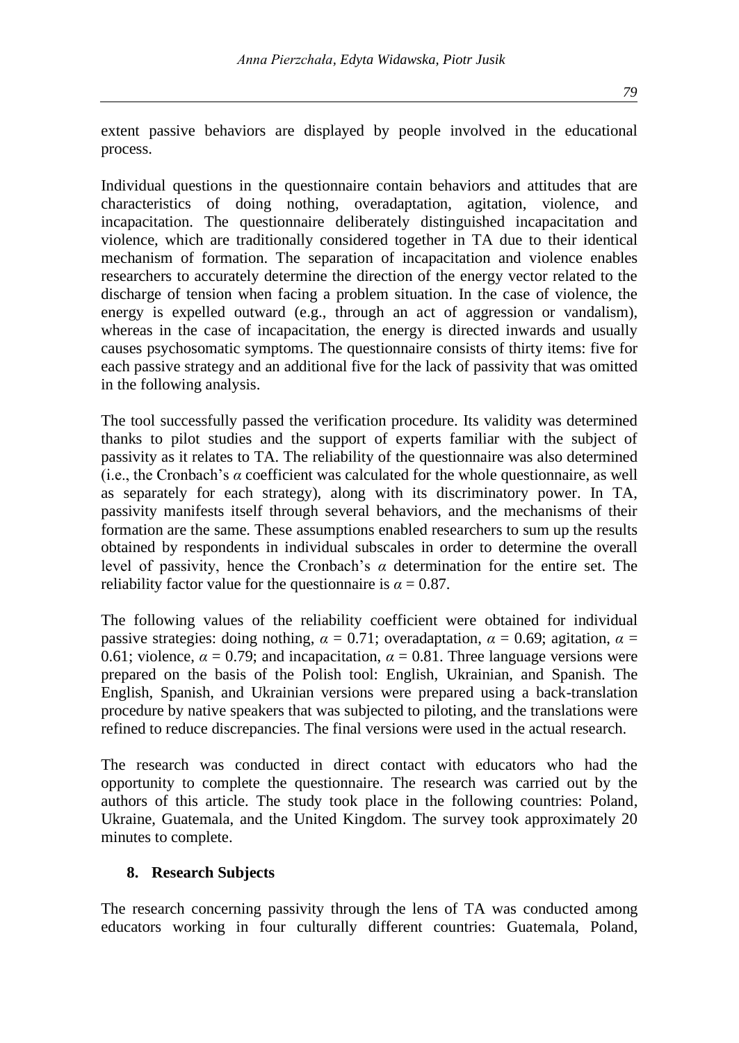extent passive behaviors are displayed by people involved in the educational process.

Individual questions in the questionnaire contain behaviors and attitudes that are characteristics of doing nothing, overadaptation, agitation, violence, and incapacitation. The questionnaire deliberately distinguished incapacitation and violence, which are traditionally considered together in TA due to their identical mechanism of formation. The separation of incapacitation and violence enables researchers to accurately determine the direction of the energy vector related to the discharge of tension when facing a problem situation. In the case of violence, the energy is expelled outward (e.g., through an act of aggression or vandalism), whereas in the case of incapacitation, the energy is directed inwards and usually causes psychosomatic symptoms. The questionnaire consists of thirty items: five for each passive strategy and an additional five for the lack of passivity that was omitted in the following analysis.

The tool successfully passed the verification procedure. Its validity was determined thanks to pilot studies and the support of experts familiar with the subject of passivity as it relates to TA. The reliability of the questionnaire was also determined (i.e., the Cronbach's $\alpha$ coefficient was calculated for the whole questionnaire, as well as separately for each strategy), along with its discriminatory power. In TA, passivity manifests itself through several behaviors, and the mechanisms of their formation are the same. These assumptions enabled researchers to sum up the results obtained by respondents in individual subscales in order to determine the overall level of passivity, hence the Cronbach's $\alpha$ determination for the entire set. The reliability factor value for the questionnaire is $\alpha = 0.87$.

The following values of the reliability coefficient were obtained for individual passive strategies: doing nothing, $\alpha = 0.71$; overadaptation, $\alpha = 0.69$; agitation, $\alpha = 0.61$; violence, $\alpha = 0.79$; and incapacitation, $\alpha = 0.81$. Three language versions were prepared on the basis of the Polish tool: English, Ukrainian, and Spanish. The English, Spanish, and Ukrainian versions were prepared using a back-translation procedure by native speakers that was subjected to piloting, and the translations were refined to reduce discrepancies. The final versions were used in the actual research.

The research was conducted in direct contact with educators who had the opportunity to complete the questionnaire. The research was carried out by the authors of this article. The study took place in the following countries: Poland, Ukraine, Guatemala, and the United Kingdom. The survey took approximately 20 minutes to complete.

## 8. Research Subjects

The research concerning passivity through the lens of TA was conducted among educators working in four culturally different countries: Guatemala, Poland,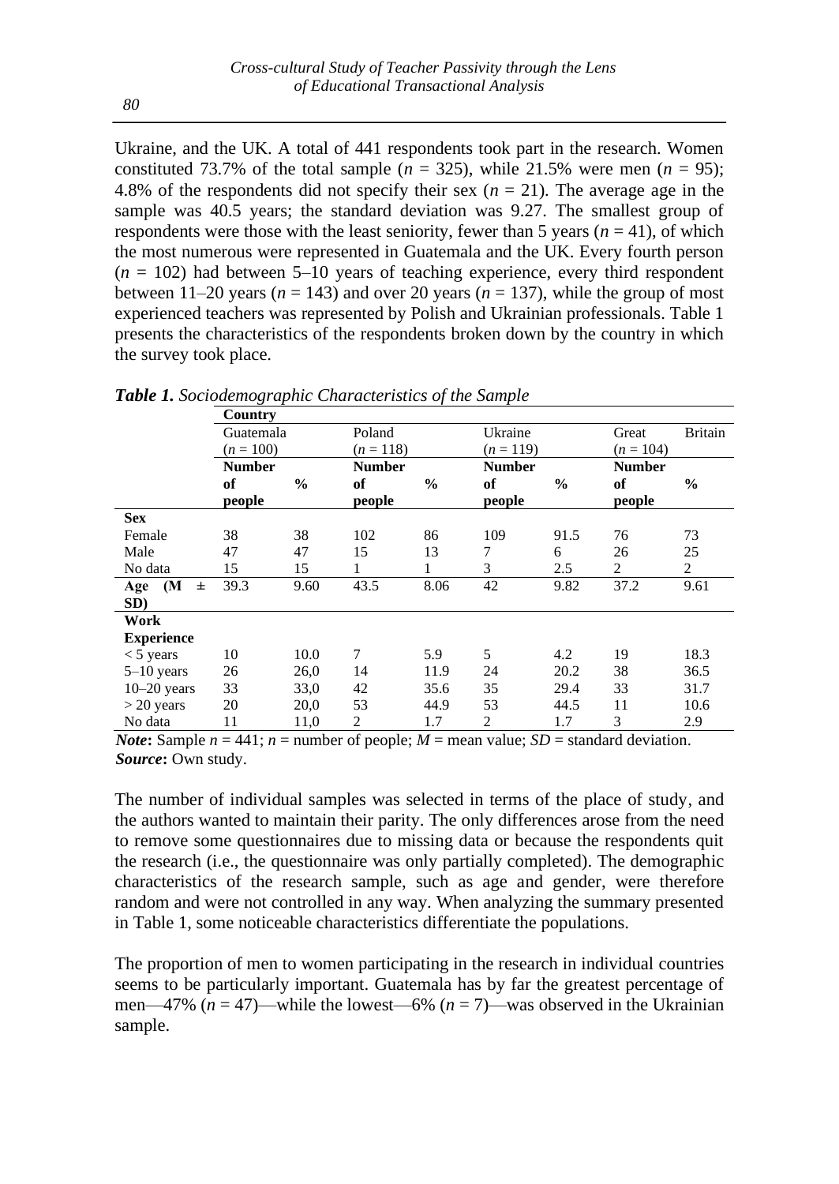Ukraine, and the UK. A total of 441 respondents took part in the research. Women constituted 73.7% of the total sample ($n$ = 325), while 21.5% were men ($n$ = 95); 4.8% of the respondents did not specify their sex ($n$ = 21). The average age in the sample was 40.5 years; the standard deviation was 9.27. The smallest group of respondents were those with the least seniority, fewer than 5 years ($n$ = 41), of which the most numerous were represented in Guatemala and the UK. Every fourth person ($n$ = 102) had between 5–10 years of teaching experience, every third respondent between 11–20 years ($n$ = 143) and over 20 years ($n$ = 137), while the group of most experienced teachers was represented by Polish and Ukrainian professionals. Table 1 presents the characteristics of the respondents broken down by the country in which the survey took place.

***Table 1.*** *Sociodemographic Characteristics of the Sample*

| | Country | | | | | | | |
|---|---|---|---|---|---|---|---|---|
| | Guatemala ($n$ = 100) | | Poland ($n$ = 118) | | Ukraine ($n$ = 119) | | Great Britain ($n$ = 104) | |
| | **Number of people** | **%** | **Number of people** | **%** | **Number of people** | **%** | **Number of people** | **%** |
| **Sex** | | | | | | | | |
| Female | 38 | 38 | 102 | 86 | 109 | 91.5 | 76 | 73 |
| Male | 47 | 47 | 15 | 13 | 7 | 6 | 26 | 25 |
| No data | 15 | 15 | 1 | 1 | 3 | 2.5 | 2 | 2 |
| **Age (M ± SD)** | 39.3 | 9.60 | 43.5 | 8.06 | 42 | 9.82 | 37.2 | 9.61 |
| **Work Experience** | | | | | | | | |
| < 5 years | 10 | 10.0 | 7 | 5.9 | 5 | 4.2 | 19 | 18.3 |
| 5–10 years | 26 | 26,0 | 14 | 11.9 | 24 | 20.2 | 38 | 36.5 |
| 10–20 years | 33 | 33,0 | 42 | 35.6 | 35 | 29.4 | 33 | 31.7 |
| > 20 years | 20 | 20,0 | 53 | 44.9 | 53 | 44.5 | 11 | 10.6 |
| No data | 11 | 11,0 | 2 | 1.7 | 2 | 1.7 | 3 | 2.9 |

***Note*:** Sample $n$ = 441; $n$ = number of people; $M$ = mean value; $SD$ = standard deviation.
***Source*:** Own study.

The number of individual samples was selected in terms of the place of study, and the authors wanted to maintain their parity. The only differences arose from the need to remove some questionnaires due to missing data or because the respondents quit the research (i.e., the questionnaire was only partially completed). The demographic characteristics of the research sample, such as age and gender, were therefore random and were not controlled in any way. When analyzing the summary presented in Table 1, some noticeable characteristics differentiate the populations.

The proportion of men to women participating in the research in individual countries seems to be particularly important. Guatemala has by far the greatest percentage of men—47% ($n$ = 47)—while the lowest—6% ($n$ = 7)—was observed in the Ukrainian sample.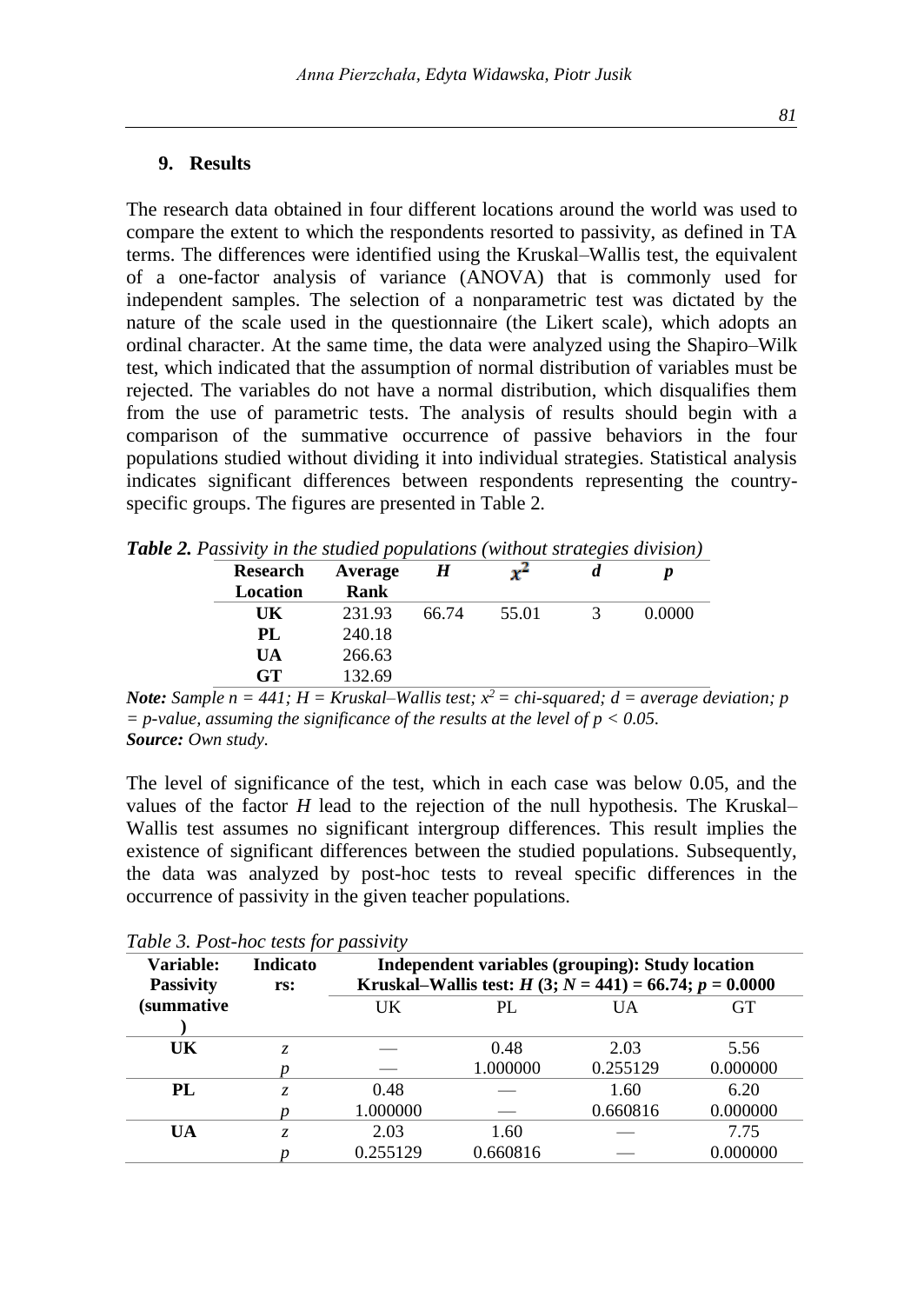## 9. Results

The research data obtained in four different locations around the world was used to compare the extent to which the respondents resorted to passivity, as defined in TA terms. The differences were identified using the Kruskal–Wallis test, the equivalent of a one-factor analysis of variance (ANOVA) that is commonly used for independent samples. The selection of a nonparametric test was dictated by the nature of the scale used in the questionnaire (the Likert scale), which adopts an ordinal character. At the same time, the data were analyzed using the Shapiro–Wilk test, which indicated that the assumption of normal distribution of variables must be rejected. The variables do not have a normal distribution, which disqualifies them from the use of parametric tests. The analysis of results should begin with a comparison of the summative occurrence of passive behaviors in the four populations studied without dividing it into individual strategies. Statistical analysis indicates significant differences between respondents representing the country-specific groups. The figures are presented in Table 2.

***Table 2.*** *Passivity in the studied populations (without strategies division)*

| **Research Location** | **Average Rank** | ***H*** | $x^2$ | ***d*** | ***p*** |
|---|---|---|---|---|---|
| **UK** | 231.93 | 66.74 | 55.01 | 3 | 0.0000 |
| **PL** | 240.18 | | | | |
| **UA** | 266.63 | | | | |
| **GT** | 132.69 | | | | |

***Note:*** *Sample n = 441; H = Kruskal–Wallis test;* $x^2$ *= chi-squared; d = average deviation; p = p-value, assuming the significance of the results at the level of* $p < 0.05$*.*
***Source:*** *Own study.*

The level of significance of the test, which in each case was below 0.05, and the values of the factor *H* lead to the rejection of the null hypothesis. The Kruskal–Wallis test assumes no significant intergroup differences. This result implies the existence of significant differences between the studied populations. Subsequently, the data was analyzed by post-hoc tests to reveal specific differences in the occurrence of passivity in the given teacher populations.

*Table 3. Post-hoc tests for passivity*

| **Variable: Passivity (summative)** | **Indicators:** | **Independent variables (grouping): Study location Kruskal–Wallis test: *H* (3; *N* = 441) = 66.74; *p* = 0.0000** | | | |
|---|---|---|---|---|---|
| | | UK | PL | UA | GT |
| **UK** | *z* | — | 0.48 | 2.03 | 5.56 |
| | *p* | — | 1.000000 | 0.255129 | 0.000000 |
| **PL** | *z* | 0.48 | — | 1.60 | 6.20 |
| | *p* | 1.000000 | — | 0.660816 | 0.000000 |
| **UA** | *z* | 2.03 | 1.60 | — | 7.75 |
| | *p* | 0.255129 | 0.660816 | — | 0.000000 |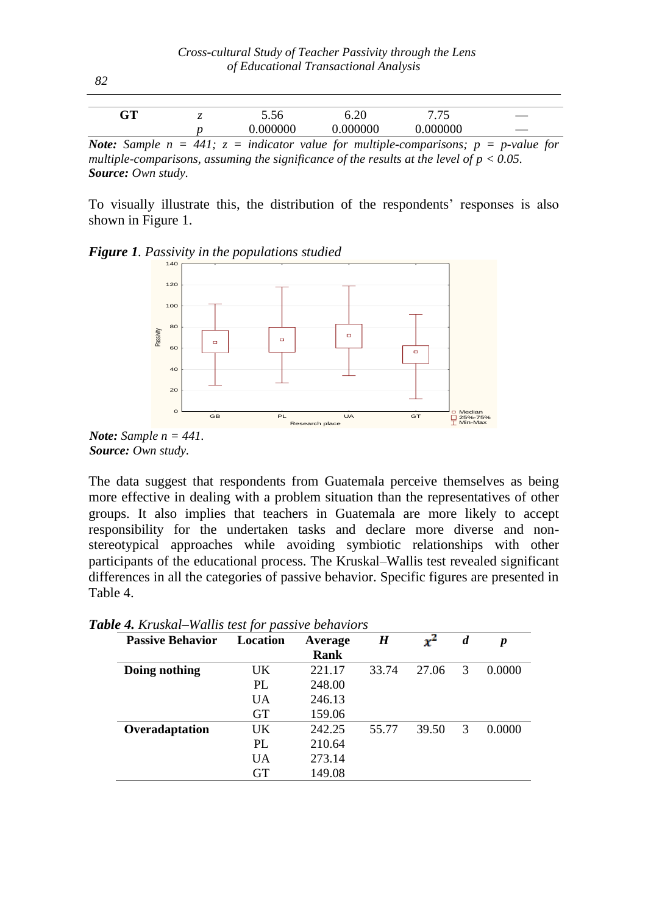| GT | $z$ | 5.56 | 6.20 | 7.75 | — |
|---|---|---|---|---|---|
| | $p$ | 0.000000 | 0.000000 | 0.000000 | — |

***Note:*** *Sample n = 441; z = indicator value for multiple-comparisons; p = p-value for multiple-comparisons, assuming the significance of the results at the level of p < 0.05.*
***Source:*** *Own study.*

To visually illustrate this, the distribution of the respondents' responses is also shown in Figure 1.

***Figure 1****. Passivity in the populations studied*

***Note:*** *Sample n = 441.*
***Source:*** *Own study.*

The data suggest that respondents from Guatemala perceive themselves as being more effective in dealing with a problem situation than the representatives of other groups. It also implies that teachers in Guatemala are more likely to accept responsibility for the undertaken tasks and declare more diverse and non-stereotypical approaches while avoiding symbiotic relationships with other participants of the educational process. The Kruskal–Wallis test revealed significant differences in all the categories of passive behavior. Specific figures are presented in Table 4.

***Table 4.*** *Kruskal–Wallis test for passive behaviors*

| Passive Behavior | Location | Average Rank | $H$ | $x^2$ | $d$ | $p$ |
|---|---|---|---|---|---|---|
| **Doing nothing** | UK | 221.17 | 33.74 | 27.06 | 3 | 0.0000 |
| | PL | 248.00 | | | | |
| | UA | 246.13 | | | | |
| | GT | 159.06 | | | | |
| **Overadaptation** | UK | 242.25 | 55.77 | 39.50 | 3 | 0.0000 |
| | PL | 210.64 | | | | |
| | UA | 273.14 | | | | |
| | GT | 149.08 | | | | |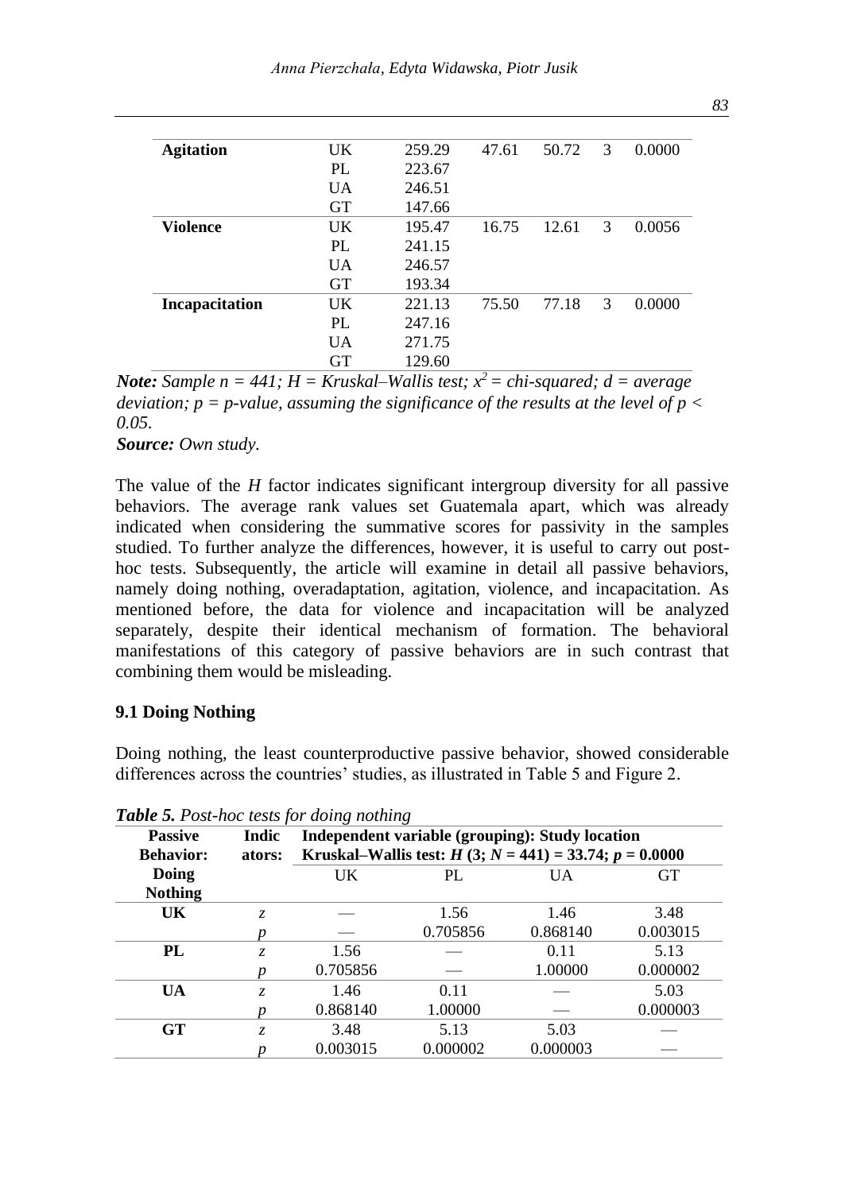| | | | | | | |
|---|---|---|---|---|---|---|
| **Agitation** | UK | 259.29 | 47.61 | 50.72 | 3 | 0.0000 |
| | PL | 223.67 | | | | |
| | UA | 246.51 | | | | |
| | GT | 147.66 | | | | |
| **Violence** | UK | 195.47 | 16.75 | 12.61 | 3 | 0.0056 |
| | PL | 241.15 | | | | |
| | UA | 246.57 | | | | |
| | GT | 193.34 | | | | |
| **Incapacitation** | UK | 221.13 | 75.50 | 77.18 | 3 | 0.0000 |
| | PL | 247.16 | | | | |
| | UA | 271.75 | | | | |
| | GT | 129.60 | | | | |

***Note:*** *Sample n = 441; H = Kruskal–Wallis test;* $x^2$ *= chi-squared; d = average deviation; p = p-value, assuming the significance of the results at the level of* $p < 0.05$*.*

***Source:*** *Own study.*

The value of the *H* factor indicates significant intergroup diversity for all passive behaviors. The average rank values set Guatemala apart, which was already indicated when considering the summative scores for passivity in the samples studied. To further analyze the differences, however, it is useful to carry out post-hoc tests. Subsequently, the article will examine in detail all passive behaviors, namely doing nothing, overadaptation, agitation, violence, and incapacitation. As mentioned before, the data for violence and incapacitation will be analyzed separately, despite their identical mechanism of formation. The behavioral manifestations of this category of passive behaviors are in such contrast that combining them would be misleading.

### 9.1 Doing Nothing

Doing nothing, the least counterproductive passive behavior, showed considerable differences across the countries' studies, as illustrated in Table 5 and Figure 2.

***Table 5.*** *Post-hoc tests for doing nothing*

| **Passive Behavior:** | **Indicators:** | **Independent variable (grouping): Study location** **Kruskal–Wallis test:** $H$ **(3;** $N$ **= 441) = 33.74;** $p$ **= 0.0000** | | | |
|---|---|---|---|---|---|
| **Doing Nothing** | | UK | PL | UA | GT |
| **UK** | *z* | — | 1.56 | 1.46 | 3.48 |
| | *p* | — | 0.705856 | 0.868140 | 0.003015 |
| **PL** | *z* | 1.56 | — | 0.11 | 5.13 |
| | *p* | 0.705856 | — | 1.00000 | 0.000002 |
| **UA** | *z* | 1.46 | 0.11 | — | 5.03 |
| | *p* | 0.868140 | 1.00000 | — | 0.000003 |
| **GT** | *z* | 3.48 | 5.13 | 5.03 | — |
| | *p* | 0.003015 | 0.000002 | 0.000003 | — |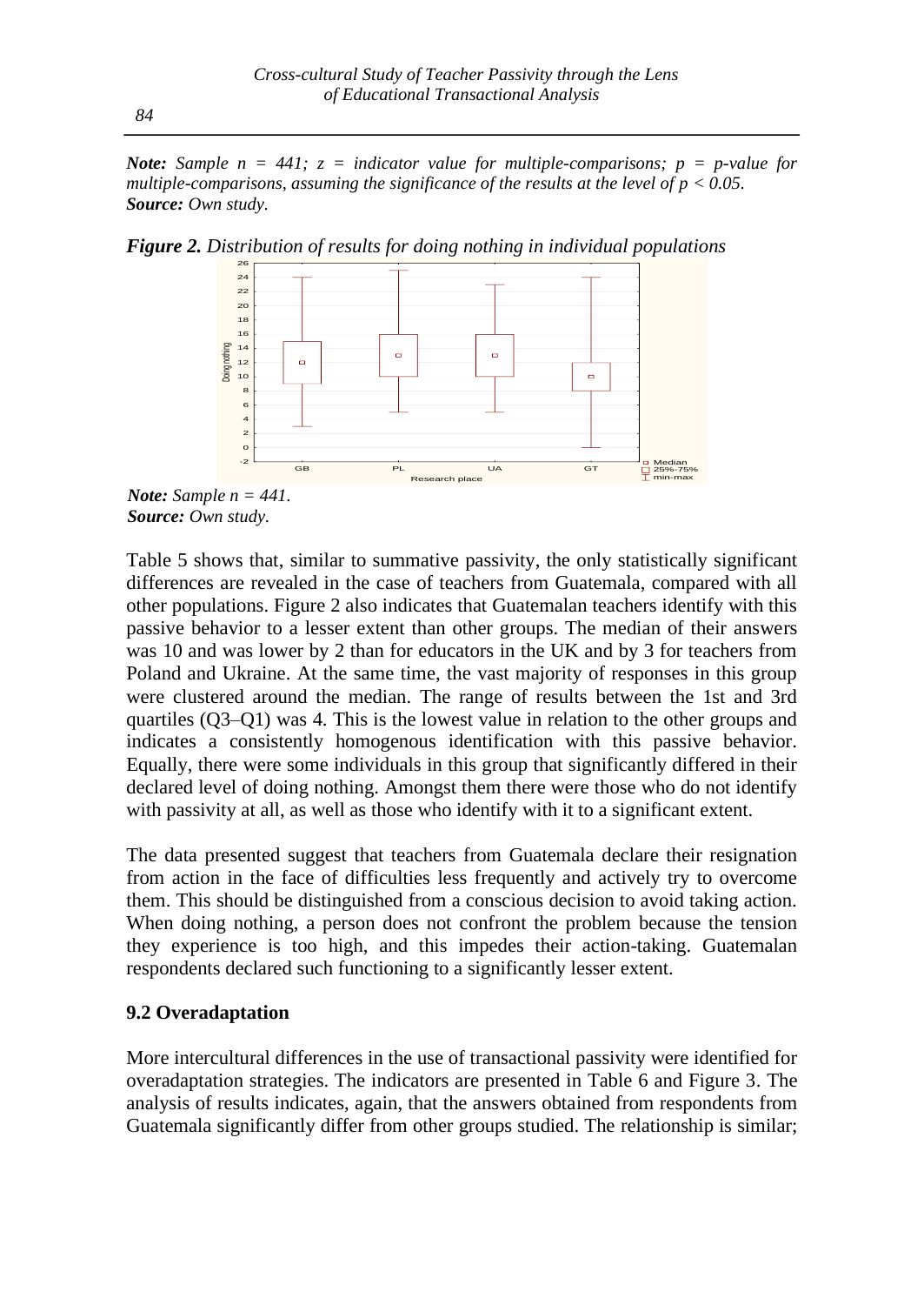***Note:*** *Sample $n = 441$; $z$ = indicator value for multiple-comparisons; $p$ = p-value for multiple-comparisons, assuming the significance of the results at the level of $p < 0.05$.*
***Source:*** *Own study.*

***Figure 2.*** *Distribution of results for doing nothing in individual populations*

***Note:*** *Sample $n = 441$.*
***Source:*** *Own study.*

Table 5 shows that, similar to summative passivity, the only statistically significant differences are revealed in the case of teachers from Guatemala, compared with all other populations. Figure 2 also indicates that Guatemalan teachers identify with this passive behavior to a lesser extent than other groups. The median of their answers was 10 and was lower by 2 than for educators in the UK and by 3 for teachers from Poland and Ukraine. At the same time, the vast majority of responses in this group were clustered around the median. The range of results between the 1st and 3rd quartiles (Q3–Q1) was 4. This is the lowest value in relation to the other groups and indicates a consistently homogenous identification with this passive behavior. Equally, there were some individuals in this group that significantly differed in their declared level of doing nothing. Amongst them there were those who do not identify with passivity at all, as well as those who identify with it to a significant extent.

The data presented suggest that teachers from Guatemala declare their resignation from action in the face of difficulties less frequently and actively try to overcome them. This should be distinguished from a conscious decision to avoid taking action. When doing nothing, a person does not confront the problem because the tension they experience is too high, and this impedes their action-taking. Guatemalan respondents declared such functioning to a significantly lesser extent.

### 9.2 Overadaptation

More intercultural differences in the use of transactional passivity were identified for overadaptation strategies. The indicators are presented in Table 6 and Figure 3. The analysis of results indicates, again, that the answers obtained from respondents from Guatemala significantly differ from other groups studied. The relationship is similar;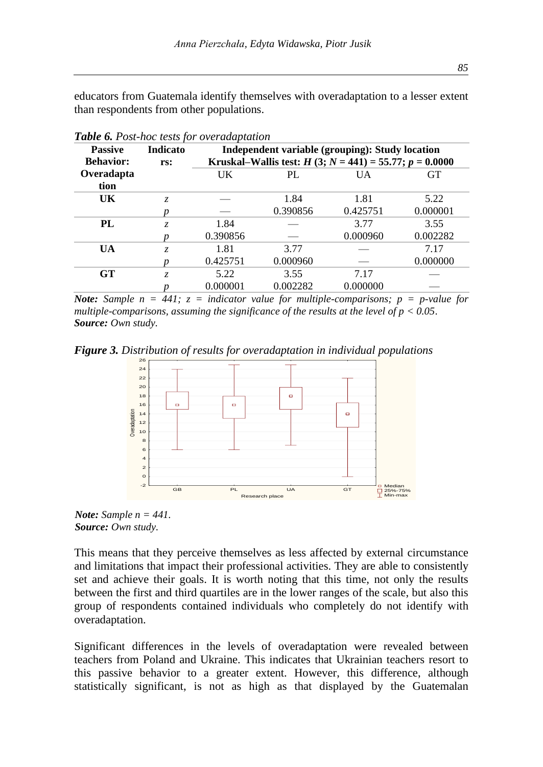educators from Guatemala identify themselves with overadaptation to a lesser extent than respondents from other populations.

***Table 6.*** *Post-hoc tests for overadaptation*

| Passive Behavior: Overadaptation | Indicators: | Independent variable (grouping): Study location Kruskal–Wallis test: $H$ (3; $N$ = 441) = 55.77; $p$ = 0.0000 | | | |
|---|---|---|---|---|---|
| | | UK | PL | UA | GT |
| **UK** | $z$ | — | 1.84 | 1.81 | 5.22 |
| | $p$ | — | 0.390856 | 0.425751 | 0.000001 |
| **PL** | $z$ | 1.84 | — | 3.77 | 3.55 |
| | $p$ | 0.390856 | — | 0.000960 | 0.002282 |
| **UA** | $z$ | 1.81 | 3.77 | — | 7.17 |
| | $p$ | 0.425751 | 0.000960 | — | 0.000000 |
| **GT** | $z$ | 5.22 | 3.55 | 7.17 | — |
| | $p$ | 0.000001 | 0.002282 | 0.000000 | — |

***Note:*** *Sample n = 441; z = indicator value for multiple-comparisons; p = p-value for multiple-comparisons, assuming the significance of the results at the level of $p < 0.05$.*
***Source:*** *Own study.*

***Figure 3.*** *Distribution of results for overadaptation in individual populations*

***Note:*** *Sample n = 441.*
***Source:*** *Own study.*

This means that they perceive themselves as less affected by external circumstance and limitations that impact their professional activities. They are able to consistently set and achieve their goals. It is worth noting that this time, not only the results between the first and third quartiles are in the lower ranges of the scale, but also this group of respondents contained individuals who completely do not identify with overadaptation.

Significant differences in the levels of overadaptation were revealed between teachers from Poland and Ukraine. This indicates that Ukrainian teachers resort to this passive behavior to a greater extent. However, this difference, although statistically significant, is not as high as that displayed by the Guatemalan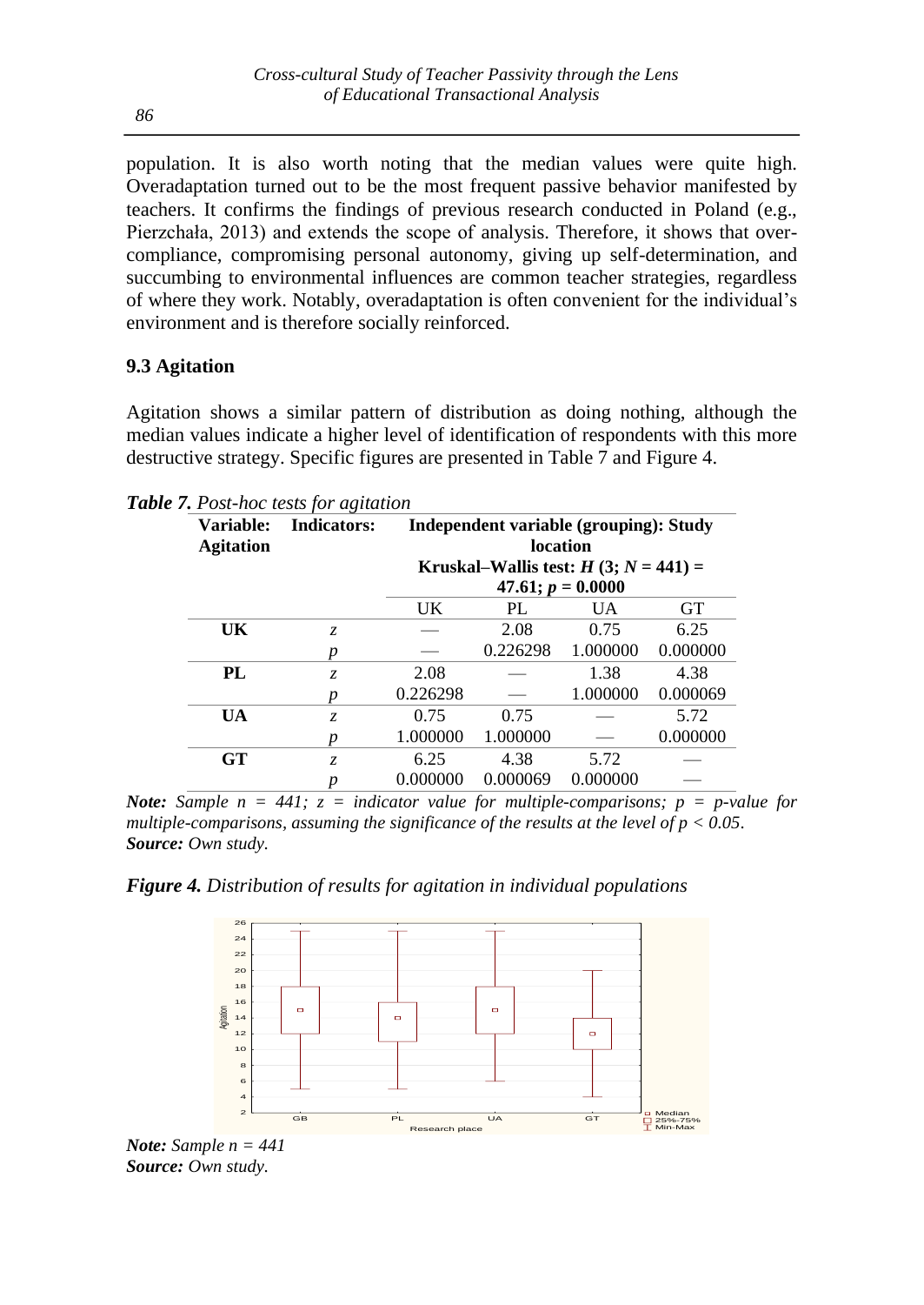population. It is also worth noting that the median values were quite high. Overadaptation turned out to be the most frequent passive behavior manifested by teachers. It confirms the findings of previous research conducted in Poland (e.g., Pierzchała, 2013) and extends the scope of analysis. Therefore, it shows that over-compliance, compromising personal autonomy, giving up self-determination, and succumbing to environmental influences are common teacher strategies, regardless of where they work. Notably, overadaptation is often convenient for the individual's environment and is therefore socially reinforced.

### 9.3 Agitation

Agitation shows a similar pattern of distribution as doing nothing, although the median values indicate a higher level of identification of respondents with this more destructive strategy. Specific figures are presented in Table 7 and Figure 4.

***Table 7.*** *Post-hoc tests for agitation*

| **Variable: Agitation** | **Indicators:** | **Independent variable (grouping): Study location** | | | |
|---|---|---|---|---|---|
| | | **Kruskal–Wallis test: $H$ (3; $N$ = 441) = 47.61; $p$ = 0.0000** | | | |
| | | UK | PL | UA | GT |
| **UK** | $z$ | — | 2.08 | 0.75 | 6.25 |
| | $p$ | — | 0.226298 | 1.000000 | 0.000000 |
| **PL** | $z$ | 2.08 | — | 1.38 | 4.38 |
| | $p$ | 0.226298 | — | 1.000000 | 0.000069 |
| **UA** | $z$ | 0.75 | 0.75 | — | 5.72 |
| | $p$ | 1.000000 | 1.000000 | — | 0.000000 |
| **GT** | $z$ | 6.25 | 4.38 | 5.72 | — |
| | $p$ | 0.000000 | 0.000069 | 0.000000 | — |

***Note:*** *Sample n = 441; z = indicator value for multiple-comparisons; p = p-value for multiple-comparisons, assuming the significance of the results at the level of p < 0.05.*
***Source:*** *Own study.*

***Figure 4.*** *Distribution of results for agitation in individual populations*

***Note:*** *Sample n = 441*
***Source:*** *Own study.*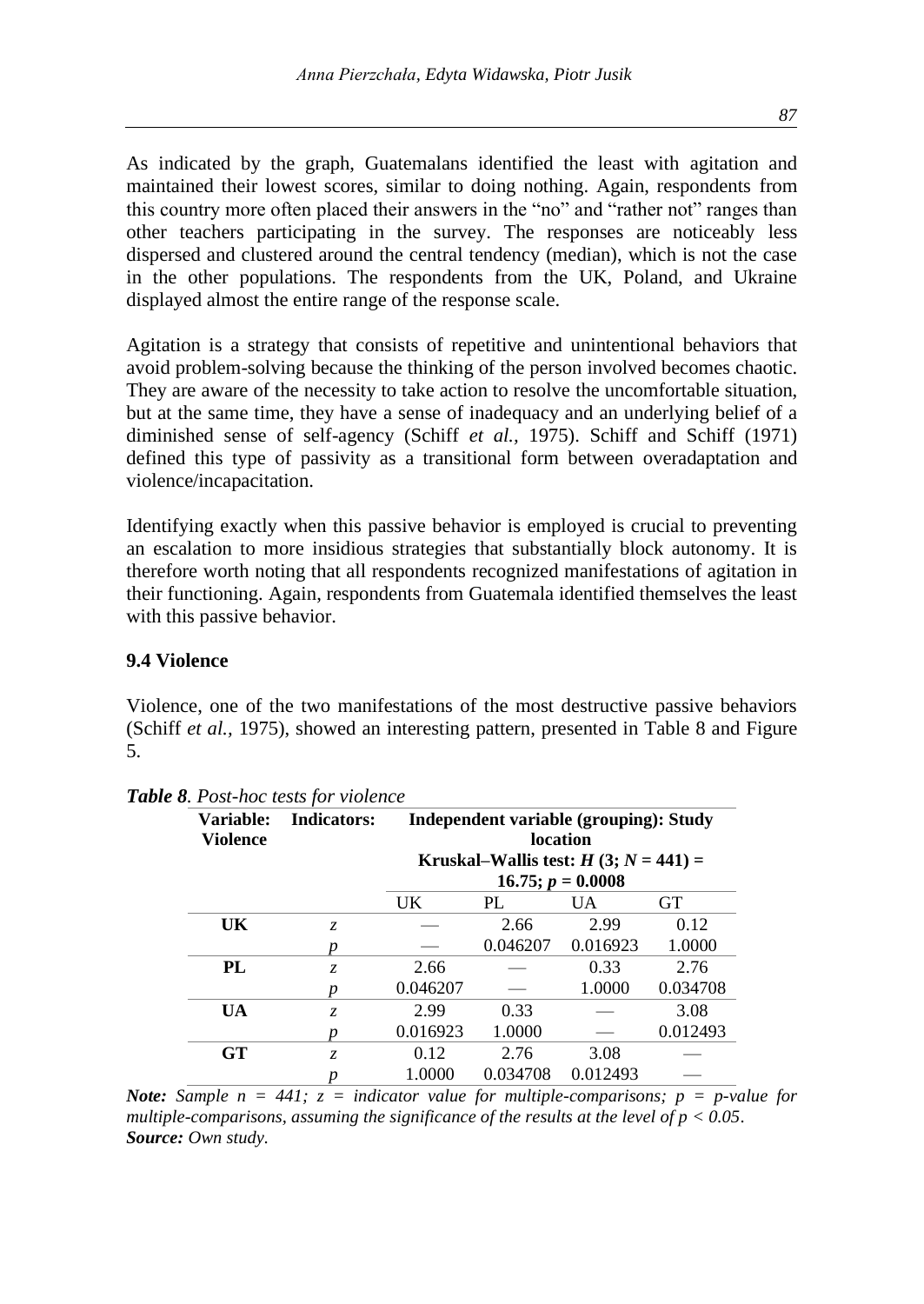As indicated by the graph, Guatemalans identified the least with agitation and maintained their lowest scores, similar to doing nothing. Again, respondents from this country more often placed their answers in the "no" and "rather not" ranges than other teachers participating in the survey. The responses are noticeably less dispersed and clustered around the central tendency (median), which is not the case in the other populations. The respondents from the UK, Poland, and Ukraine displayed almost the entire range of the response scale.

Agitation is a strategy that consists of repetitive and unintentional behaviors that avoid problem-solving because the thinking of the person involved becomes chaotic. They are aware of the necessity to take action to resolve the uncomfortable situation, but at the same time, they have a sense of inadequacy and an underlying belief of a diminished sense of self-agency (Schiff *et al.*, 1975). Schiff and Schiff (1971) defined this type of passivity as a transitional form between overadaptation and violence/incapacitation.

Identifying exactly when this passive behavior is employed is crucial to preventing an escalation to more insidious strategies that substantially block autonomy. It is therefore worth noting that all respondents recognized manifestations of agitation in their functioning. Again, respondents from Guatemala identified themselves the least with this passive behavior.

### 9.4 Violence

Violence, one of the two manifestations of the most destructive passive behaviors (Schiff *et al.*, 1975), showed an interesting pattern, presented in Table 8 and Figure 5.

***Table 8****. Post-hoc tests for violence*

| **Variable: Violence** | **Indicators:** | **Independent variable (grouping): Study location** **Kruskal–Wallis test: $H$ (3; $N$ = 441) = 16.75; $p$ = 0.0008** | | | |
|---|---|---|---|---|---|
| | | UK | PL | UA | GT |
| **UK** | $z$ | — | 2.66 | 2.99 | 0.12 |
| | $p$ | — | 0.046207 | 0.016923 | 1.0000 |
| **PL** | $z$ | 2.66 | — | 0.33 | 2.76 |
| | $p$ | 0.046207 | — | 1.0000 | 0.034708 |
| **UA** | $z$ | 2.99 | 0.33 | — | 3.08 |
| | $p$ | 0.016923 | 1.0000 | — | 0.012493 |
| **GT** | $z$ | 0.12 | 2.76 | 3.08 | — |
| | $p$ | 1.0000 | 0.034708 | 0.012493 | — |

***Note:*** *Sample n = 441; z = indicator value for multiple-comparisons; p = p-value for multiple-comparisons, assuming the significance of the results at the level of p < 0.05.*
***Source:*** *Own study.*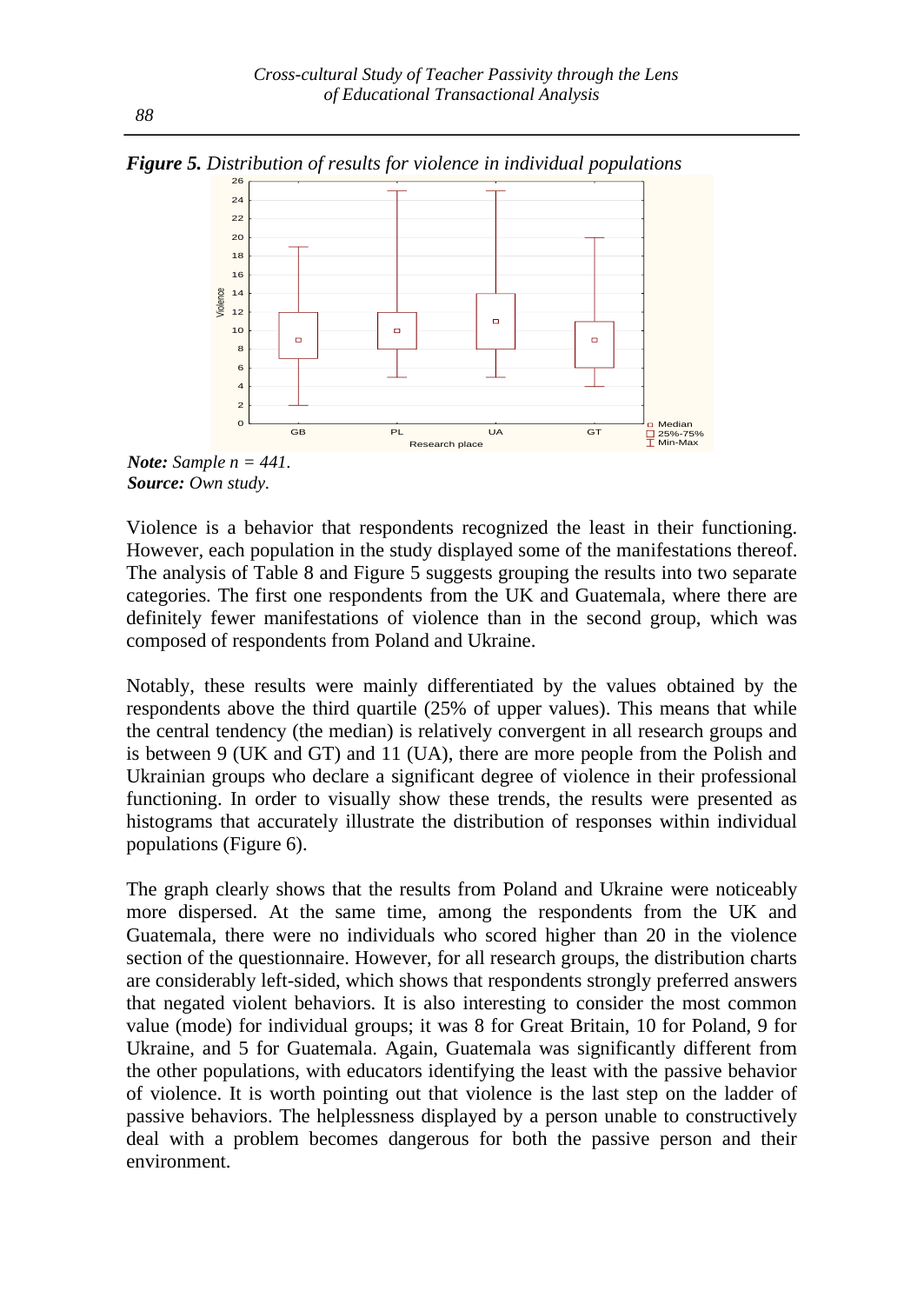***Figure 5.*** *Distribution of results for violence in individual populations*

***Note:*** *Sample n = 441.*
***Source:*** *Own study.*

Violence is a behavior that respondents recognized the least in their functioning. However, each population in the study displayed some of the manifestations thereof. The analysis of Table 8 and Figure 5 suggests grouping the results into two separate categories. The first one respondents from the UK and Guatemala, where there are definitely fewer manifestations of violence than in the second group, which was composed of respondents from Poland and Ukraine.

Notably, these results were mainly differentiated by the values obtained by the respondents above the third quartile (25% of upper values). This means that while the central tendency (the median) is relatively convergent in all research groups and is between 9 (UK and GT) and 11 (UA), there are more people from the Polish and Ukrainian groups who declare a significant degree of violence in their professional functioning. In order to visually show these trends, the results were presented as histograms that accurately illustrate the distribution of responses within individual populations (Figure 6).

The graph clearly shows that the results from Poland and Ukraine were noticeably more dispersed. At the same time, among the respondents from the UK and Guatemala, there were no individuals who scored higher than 20 in the violence section of the questionnaire. However, for all research groups, the distribution charts are considerably left-sided, which shows that respondents strongly preferred answers that negated violent behaviors. It is also interesting to consider the most common value (mode) for individual groups; it was 8 for Great Britain, 10 for Poland, 9 for Ukraine, and 5 for Guatemala. Again, Guatemala was significantly different from the other populations, with educators identifying the least with the passive behavior of violence. It is worth pointing out that violence is the last step on the ladder of passive behaviors. The helplessness displayed by a person unable to constructively deal with a problem becomes dangerous for both the passive person and their environment.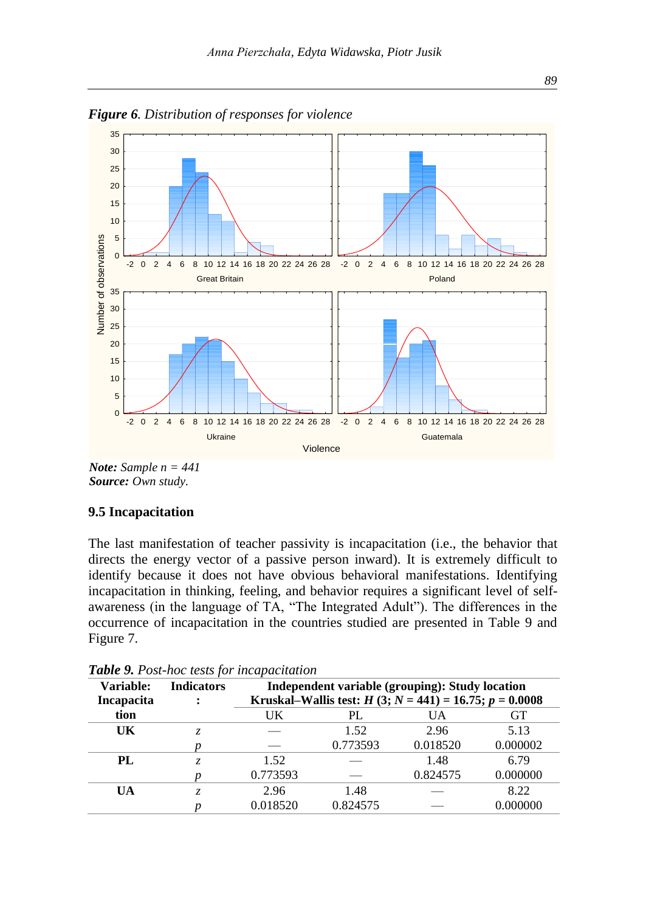***Figure 6**. Distribution of responses for violence*

***Note:** Sample n = 441*
***Source:** Own study.*

## 9.5 Incapacitation

The last manifestation of teacher passivity is incapacitation (i.e., the behavior that directs the energy vector of a passive person inward). It is extremely difficult to identify because it does not have obvious behavioral manifestations. Identifying incapacitation in thinking, feeling, and behavior requires a significant level of self-awareness (in the language of TA, "The Integrated Adult"). The differences in the occurrence of incapacitation in the countries studied are presented in Table 9 and Figure 7.

***Table 9.** Post-hoc tests for incapacitation*

| **Variable: Incapacitation** | **Indicators:** | **Independent variable (grouping): Study location Kruskal–Wallis test: $H$ (3; $N$ = 441) = 16.75; $p$ = 0.0008** | | | |
|---|---|---|---|---|---|
| | | UK | PL | UA | GT |
| **UK** | $z$ | — | 1.52 | 2.96 | 5.13 |
| | $p$ | — | 0.773593 | 0.018520 | 0.000002 |
| **PL** | $z$ | 1.52 | — | 1.48 | 6.79 |
| | $p$ | 0.773593 | — | 0.824575 | 0.000000 |
| **UA** | $z$ | 2.96 | 1.48 | — | 8.22 |
| | $p$ | 0.018520 | 0.824575 | — | 0.000000 |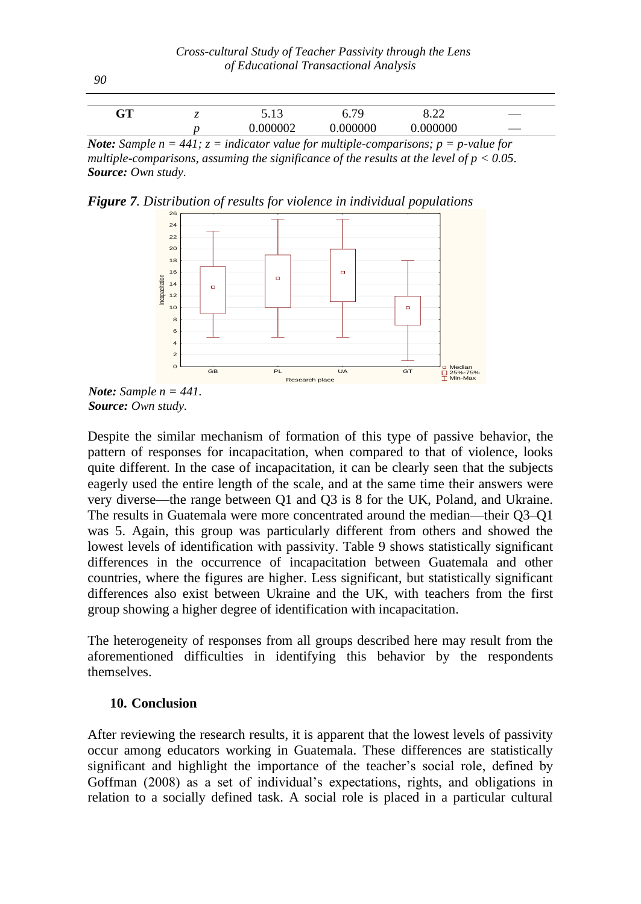| GT | z | 5.13 | 6.79 | 8.22 | — |
|---|---|---|---|---|---|
| | p | 0.000002 | 0.000000 | 0.000000 | — |

***Note:*** *Sample n = 441; z = indicator value for multiple-comparisons; p = p-value for multiple-comparisons, assuming the significance of the results at the level of p < 0.05.*
***Source:*** *Own study.*

***Figure 7****. Distribution of results for violence in individual populations*

***Note:*** *Sample n = 441.*
***Source:*** *Own study.*

Despite the similar mechanism of formation of this type of passive behavior, the pattern of responses for incapacitation, when compared to that of violence, looks quite different. In the case of incapacitation, it can be clearly seen that the subjects eagerly used the entire length of the scale, and at the same time their answers were very diverse—the range between Q1 and Q3 is 8 for the UK, Poland, and Ukraine. The results in Guatemala were more concentrated around the median—their Q3–Q1 was 5. Again, this group was particularly different from others and showed the lowest levels of identification with passivity. Table 9 shows statistically significant differences in the occurrence of incapacitation between Guatemala and other countries, where the figures are higher. Less significant, but statistically significant differences also exist between Ukraine and the UK, with teachers from the first group showing a higher degree of identification with incapacitation.

The heterogeneity of responses from all groups described here may result from the aforementioned difficulties in identifying this behavior by the respondents themselves.

## 10. Conclusion

After reviewing the research results, it is apparent that the lowest levels of passivity occur among educators working in Guatemala. These differences are statistically significant and highlight the importance of the teacher's social role, defined by Goffman (2008) as a set of individual's expectations, rights, and obligations in relation to a socially defined task. A social role is placed in a particular cultural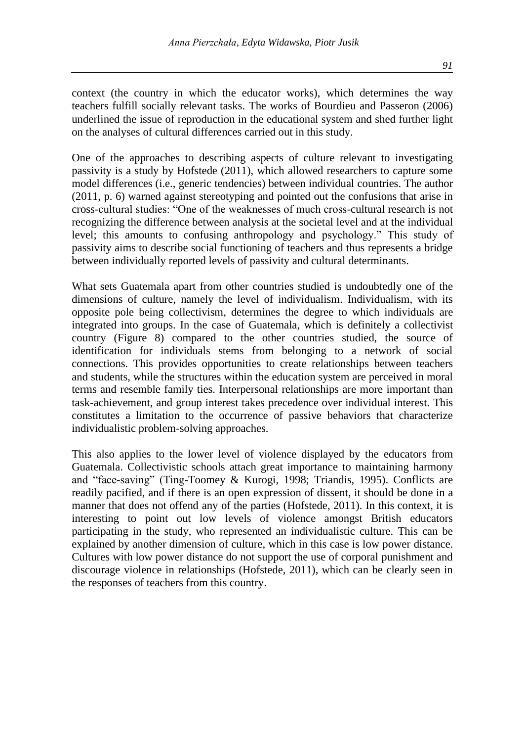context (the country in which the educator works), which determines the way teachers fulfill socially relevant tasks. The works of Bourdieu and Passeron (2006) underlined the issue of reproduction in the educational system and shed further light on the analyses of cultural differences carried out in this study.

One of the approaches to describing aspects of culture relevant to investigating passivity is a study by Hofstede (2011), which allowed researchers to capture some model differences (i.e., generic tendencies) between individual countries. The author (2011, p. 6) warned against stereotyping and pointed out the confusions that arise in cross-cultural studies: "One of the weaknesses of much cross-cultural research is not recognizing the difference between analysis at the societal level and at the individual level; this amounts to confusing anthropology and psychology." This study of passivity aims to describe social functioning of teachers and thus represents a bridge between individually reported levels of passivity and cultural determinants.

What sets Guatemala apart from other countries studied is undoubtedly one of the dimensions of culture, namely the level of individualism. Individualism, with its opposite pole being collectivism, determines the degree to which individuals are integrated into groups. In the case of Guatemala, which is definitely a collectivist country (Figure 8) compared to the other countries studied, the source of identification for individuals stems from belonging to a network of social connections. This provides opportunities to create relationships between teachers and students, while the structures within the education system are perceived in moral terms and resemble family ties. Interpersonal relationships are more important than task-achievement, and group interest takes precedence over individual interest. This constitutes a limitation to the occurrence of passive behaviors that characterize individualistic problem-solving approaches.

This also applies to the lower level of violence displayed by the educators from Guatemala. Collectivistic schools attach great importance to maintaining harmony and "face-saving" (Ting-Toomey & Kurogi, 1998; Triandis, 1995). Conflicts are readily pacified, and if there is an open expression of dissent, it should be done in a manner that does not offend any of the parties (Hofstede, 2011). In this context, it is interesting to point out low levels of violence amongst British educators participating in the study, who represented an individualistic culture. This can be explained by another dimension of culture, which in this case is low power distance. Cultures with low power distance do not support the use of corporal punishment and discourage violence in relationships (Hofstede, 2011), which can be clearly seen in the responses of teachers from this country.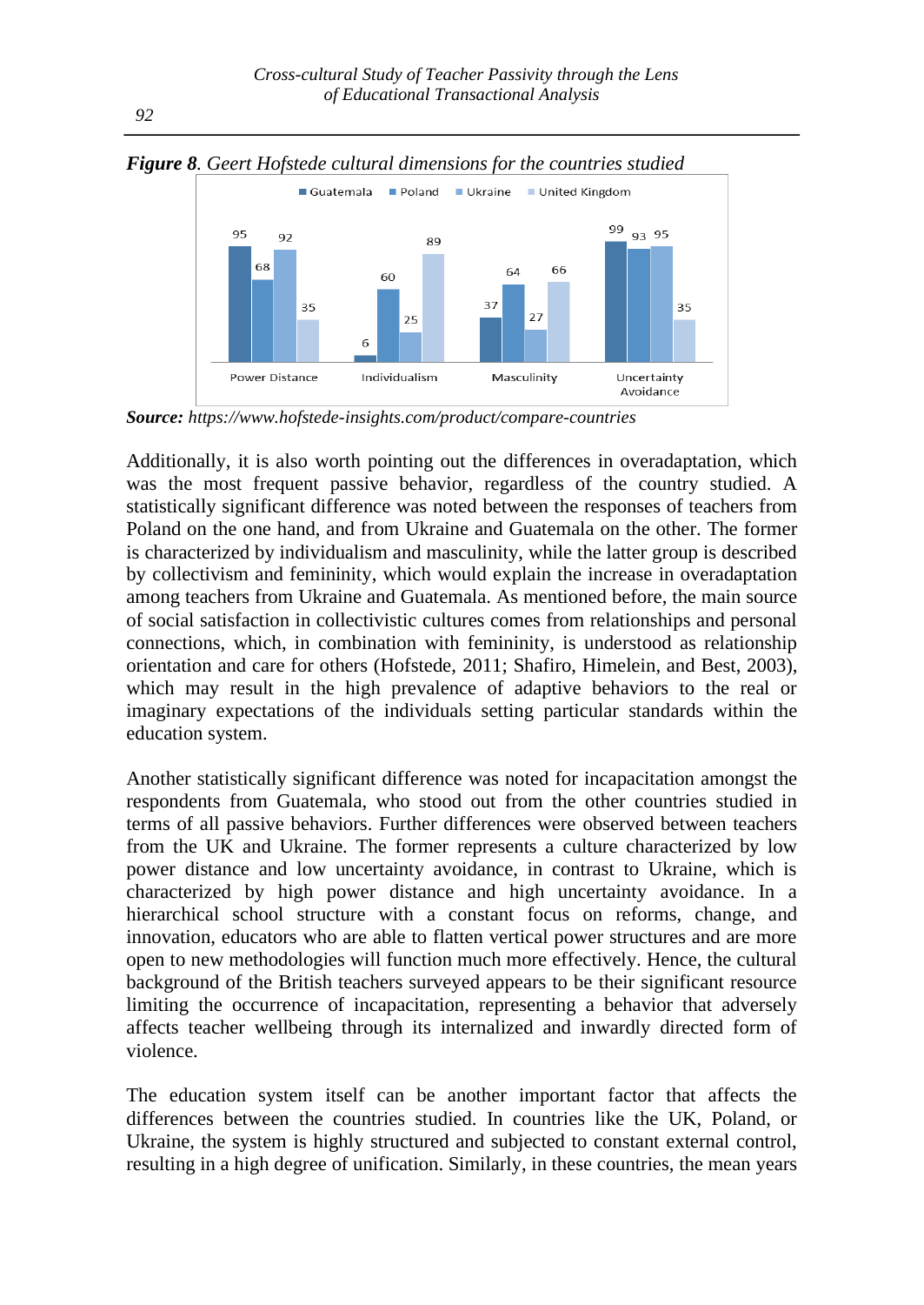*Figure 8. Geert Hofstede cultural dimensions for the countries studied*

| | Guatemala | Poland | Ukraine | United Kingdom |
|---|---|---|---|---|
| Power Distance | 95 | 68 | 92 | 35 |
| Individualism | 6 | 60 | 25 | 89 |
| Masculinity | 37 | 64 | 27 | 66 |
| Uncertainty Avoidance | 99 | 93 | 95 | 35 |

***Source:*** *https://www.hofstede-insights.com/product/compare-countries*

Additionally, it is also worth pointing out the differences in overadaptation, which was the most frequent passive behavior, regardless of the country studied. A statistically significant difference was noted between the responses of teachers from Poland on the one hand, and from Ukraine and Guatemala on the other. The former is characterized by individualism and masculinity, while the latter group is described by collectivism and femininity, which would explain the increase in overadaptation among teachers from Ukraine and Guatemala. As mentioned before, the main source of social satisfaction in collectivistic cultures comes from relationships and personal connections, which, in combination with femininity, is understood as relationship orientation and care for others (Hofstede, 2011; Shafiro, Himelein, and Best, 2003), which may result in the high prevalence of adaptive behaviors to the real or imaginary expectations of the individuals setting particular standards within the education system.

Another statistically significant difference was noted for incapacitation amongst the respondents from Guatemala, who stood out from the other countries studied in terms of all passive behaviors. Further differences were observed between teachers from the UK and Ukraine. The former represents a culture characterized by low power distance and low uncertainty avoidance, in contrast to Ukraine, which is characterized by high power distance and high uncertainty avoidance. In a hierarchical school structure with a constant focus on reforms, change, and innovation, educators who are able to flatten vertical power structures and are more open to new methodologies will function much more effectively. Hence, the cultural background of the British teachers surveyed appears to be their significant resource limiting the occurrence of incapacitation, representing a behavior that adversely affects teacher wellbeing through its internalized and inwardly directed form of violence.

The education system itself can be another important factor that affects the differences between the countries studied. In countries like the UK, Poland, or Ukraine, the system is highly structured and subjected to constant external control, resulting in a high degree of unification. Similarly, in these countries, the mean years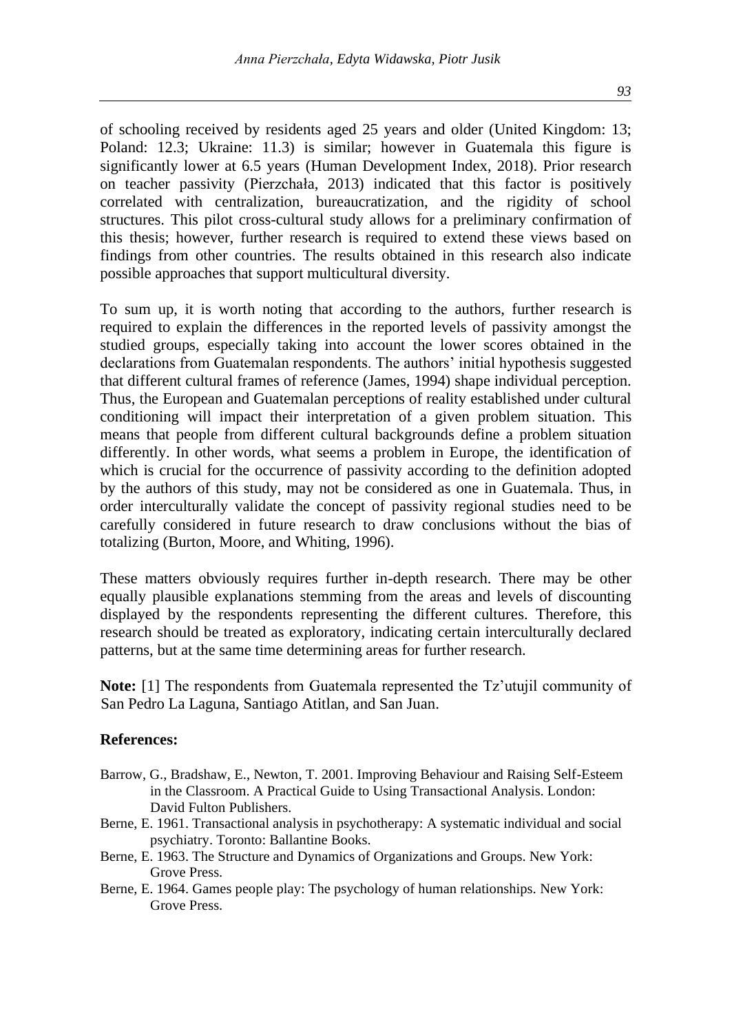of schooling received by residents aged 25 years and older (United Kingdom: 13; Poland: 12.3; Ukraine: 11.3) is similar; however in Guatemala this figure is significantly lower at 6.5 years (Human Development Index, 2018). Prior research on teacher passivity (Pierzchała, 2013) indicated that this factor is positively correlated with centralization, bureaucratization, and the rigidity of school structures. This pilot cross-cultural study allows for a preliminary confirmation of this thesis; however, further research is required to extend these views based on findings from other countries. The results obtained in this research also indicate possible approaches that support multicultural diversity.

To sum up, it is worth noting that according to the authors, further research is required to explain the differences in the reported levels of passivity amongst the studied groups, especially taking into account the lower scores obtained in the declarations from Guatemalan respondents. The authors' initial hypothesis suggested that different cultural frames of reference (James, 1994) shape individual perception. Thus, the European and Guatemalan perceptions of reality established under cultural conditioning will impact their interpretation of a given problem situation. This means that people from different cultural backgrounds define a problem situation differently. In other words, what seems a problem in Europe, the identification of which is crucial for the occurrence of passivity according to the definition adopted by the authors of this study, may not be considered as one in Guatemala. Thus, in order interculturally validate the concept of passivity regional studies need to be carefully considered in future research to draw conclusions without the bias of totalizing (Burton, Moore, and Whiting, 1996).

These matters obviously requires further in-depth research. There may be other equally plausible explanations stemming from the areas and levels of discounting displayed by the respondents representing the different cultures. Therefore, this research should be treated as exploratory, indicating certain interculturally declared patterns, but at the same time determining areas for further research.

**Note:** [1] The respondents from Guatemala represented the Tz'utujil community of San Pedro La Laguna, Santiago Atitlan, and San Juan.

**References:**

Barrow, G., Bradshaw, E., Newton, T. 2001. Improving Behaviour and Raising Self-Esteem in the Classroom. A Practical Guide to Using Transactional Analysis. London: David Fulton Publishers.

Berne, E. 1961. Transactional analysis in psychotherapy: A systematic individual and social psychiatry. Toronto: Ballantine Books.

Berne, E. 1963. The Structure and Dynamics of Organizations and Groups. New York: Grove Press.

Berne, E. 1964. Games people play: The psychology of human relationships. New York: Grove Press.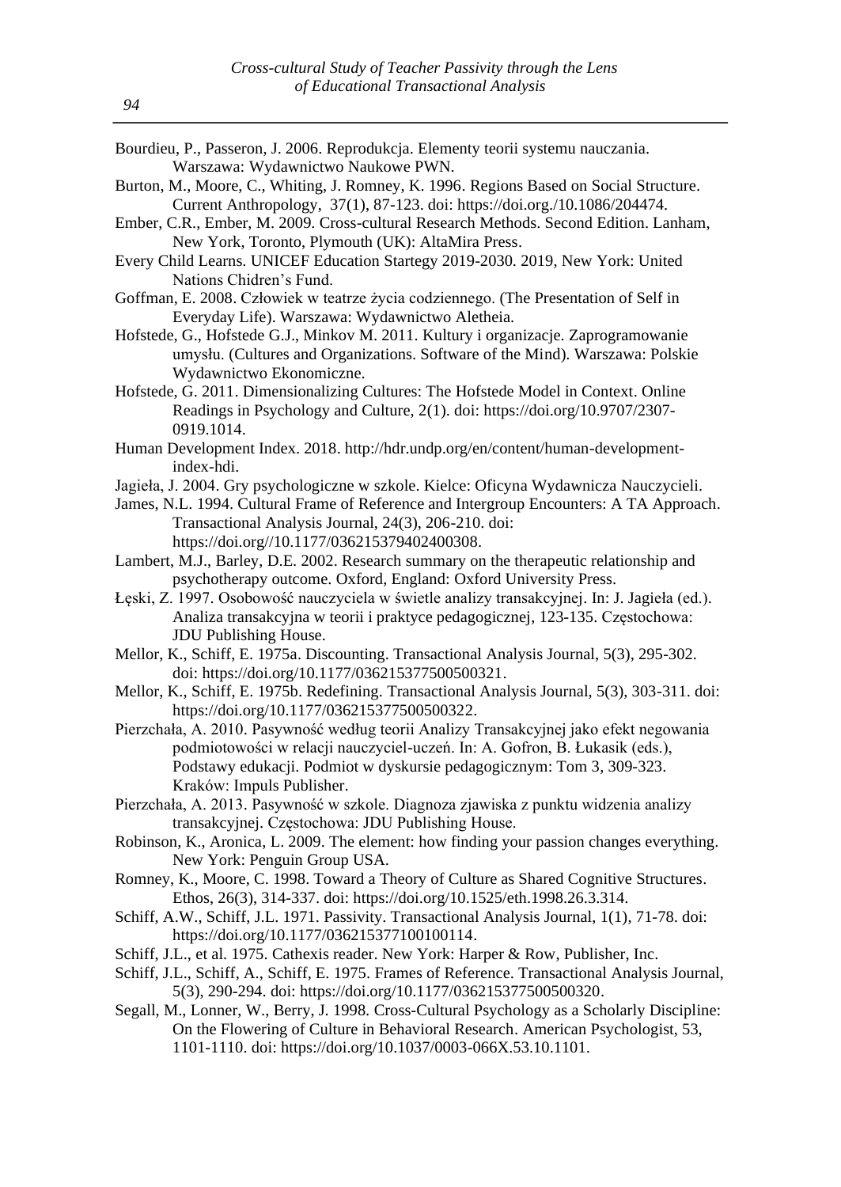Bourdieu, P., Passeron, J. 2006. Reprodukcja. Elementy teorii systemu nauczania. Warszawa: Wydawnictwo Naukowe PWN.

Burton, M., Moore, C., Whiting, J. Romney, K. 1996. Regions Based on Social Structure. Current Anthropology, 37(1), 87-123. doi: https://doi.org./10.1086/204474.

Ember, C.R., Ember, M. 2009. Cross-cultural Research Methods. Second Edition. Lanham, New York, Toronto, Plymouth (UK): AltaMira Press.

Every Child Learns. UNICEF Education Startegy 2019-2030. 2019, New York: United Nations Chidren's Fund.

Goffman, E. 2008. Człowiek w teatrze życia codziennego. (The Presentation of Self in Everyday Life). Warszawa: Wydawnictwo Aletheia.

Hofstede, G., Hofstede G.J., Minkov M. 2011. Kultury i organizacje. Zaprogramowanie umysłu. (Cultures and Organizations. Software of the Mind). Warszawa: Polskie Wydawnictwo Ekonomiczne.

Hofstede, G. 2011. Dimensionalizing Cultures: The Hofstede Model in Context. Online Readings in Psychology and Culture, 2(1). doi: https://doi.org/10.9707/2307-0919.1014.

Human Development Index. 2018. http://hdr.undp.org/en/content/human-development-index-hdi.

Jagieła, J. 2004. Gry psychologiczne w szkole. Kielce: Oficyna Wydawnicza Nauczycieli.

James, N.L. 1994. Cultural Frame of Reference and Intergroup Encounters: A TA Approach. Transactional Analysis Journal, 24(3), 206-210. doi: https://doi.org//10.1177/036215379402400308.

Lambert, M.J., Barley, D.E. 2002. Research summary on the therapeutic relationship and psychotherapy outcome. Oxford, England: Oxford University Press.

Łęski, Z. 1997. Osobowość nauczyciela w świetle analizy transakcyjnej. In: J. Jagieła (ed.). Analiza transakcyjna w teorii i praktyce pedagogicznej, 123-135. Częstochowa: JDU Publishing House.

Mellor, K., Schiff, E. 1975a. Discounting. Transactional Analysis Journal, 5(3), 295-302. doi: https://doi.org/10.1177/036215377500500321.

Mellor, K., Schiff, E. 1975b. Redefining. Transactional Analysis Journal, 5(3), 303-311. doi: https://doi.org/10.1177/036215377500500322.

Pierzchała, A. 2010. Pasywność według teorii Analizy Transakcyjnej jako efekt negowania podmiotowości w relacji nauczyciel-uczeń. In: A. Gofron, B. Łukasik (eds.), Podstawy edukacji. Podmiot w dyskursie pedagogicznym: Tom 3, 309-323. Kraków: Impuls Publisher.

Pierzchała, A. 2013. Pasywność w szkole. Diagnoza zjawiska z punktu widzenia analizy transakcyjnej. Częstochowa: JDU Publishing House.

Robinson, K., Aronica, L. 2009. The element: how finding your passion changes everything. New York: Penguin Group USA.

Romney, K., Moore, C. 1998. Toward a Theory of Culture as Shared Cognitive Structures. Ethos, 26(3), 314-337. doi: https://doi.org/10.1525/eth.1998.26.3.314.

Schiff, A.W., Schiff, J.L. 1971. Passivity. Transactional Analysis Journal, 1(1), 71-78. doi: https://doi.org/10.1177/036215377100100114.

Schiff, J.L., et al. 1975. Cathexis reader. New York: Harper & Row, Publisher, Inc.

Schiff, J.L., Schiff, A., Schiff, E. 1975. Frames of Reference. Transactional Analysis Journal, 5(3), 290-294. doi: https://doi.org/10.1177/036215377500500320.

Segall, M., Lonner, W., Berry, J. 1998. Cross-Cultural Psychology as a Scholarly Discipline: On the Flowering of Culture in Behavioral Research. American Psychologist, 53, 1101-1110. doi: https://doi.org/10.1037/0003-066X.53.10.1101.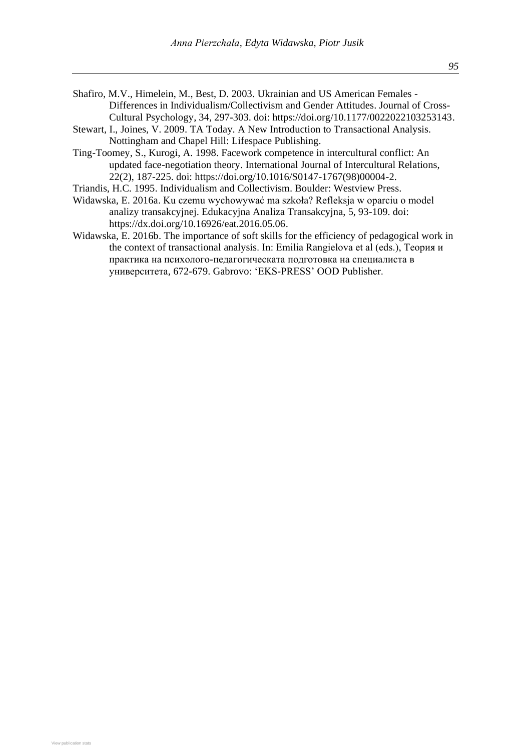Shafiro, M.V., Himelein, M., Best, D. 2003. Ukrainian and US American Females - Differences in Individualism/Collectivism and Gender Attitudes. Journal of Cross-Cultural Psychology, 34, 297-303. doi: https://doi.org/10.1177/0022022103253143.

Stewart, I., Joines, V. 2009. TA Today. A New Introduction to Transactional Analysis. Nottingham and Chapel Hill: Lifespace Publishing.

Ting-Toomey, S., Kurogi, A. 1998. Facework competence in intercultural conflict: An updated face-negotiation theory. International Journal of Intercultural Relations, 22(2), 187-225. doi: https://doi.org/10.1016/S0147-1767(98)00004-2.

Triandis, H.C. 1995. Individualism and Collectivism. Boulder: Westview Press.

Widawska, E. 2016a. Ku czemu wychowywać ma szkoła? Refleksja w oparciu o model analizy transakcyjnej. Edukacyjna Analiza Transakcyjna, 5, 93-109. doi: https://dx.doi.org/10.16926/eat.2016.05.06.

Widawska, E. 2016b. The importance of soft skills for the efficiency of pedagogical work in the context of transactional analysis. In: Emilia Rangielova et al (eds.), Теория и практика на психолого-педагогическата подготовка на специалиста в университета, 672-679. Gabrovo: 'EKS-PRESS' OOD Publisher.